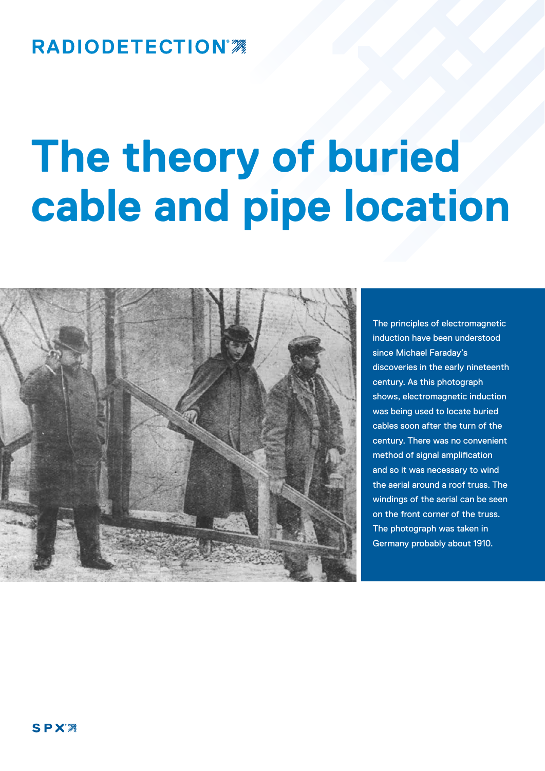RADIODETECTION

# The theory of buried cable and pipe location

The principles of electromagnetic induction have been understood since Michael Faraday's discoveries in the early nineteenth century. As this photograph shows, electromagnetic induction was being used to locate buried cables soon after the turn of the century. There was no convenient method of signal amplification and so it was necessary to wind the aerial around a roof truss. The windings of the aerial can be seen on the front corner of the truss. The photograph was taken in Germany probably about 1910.

SPX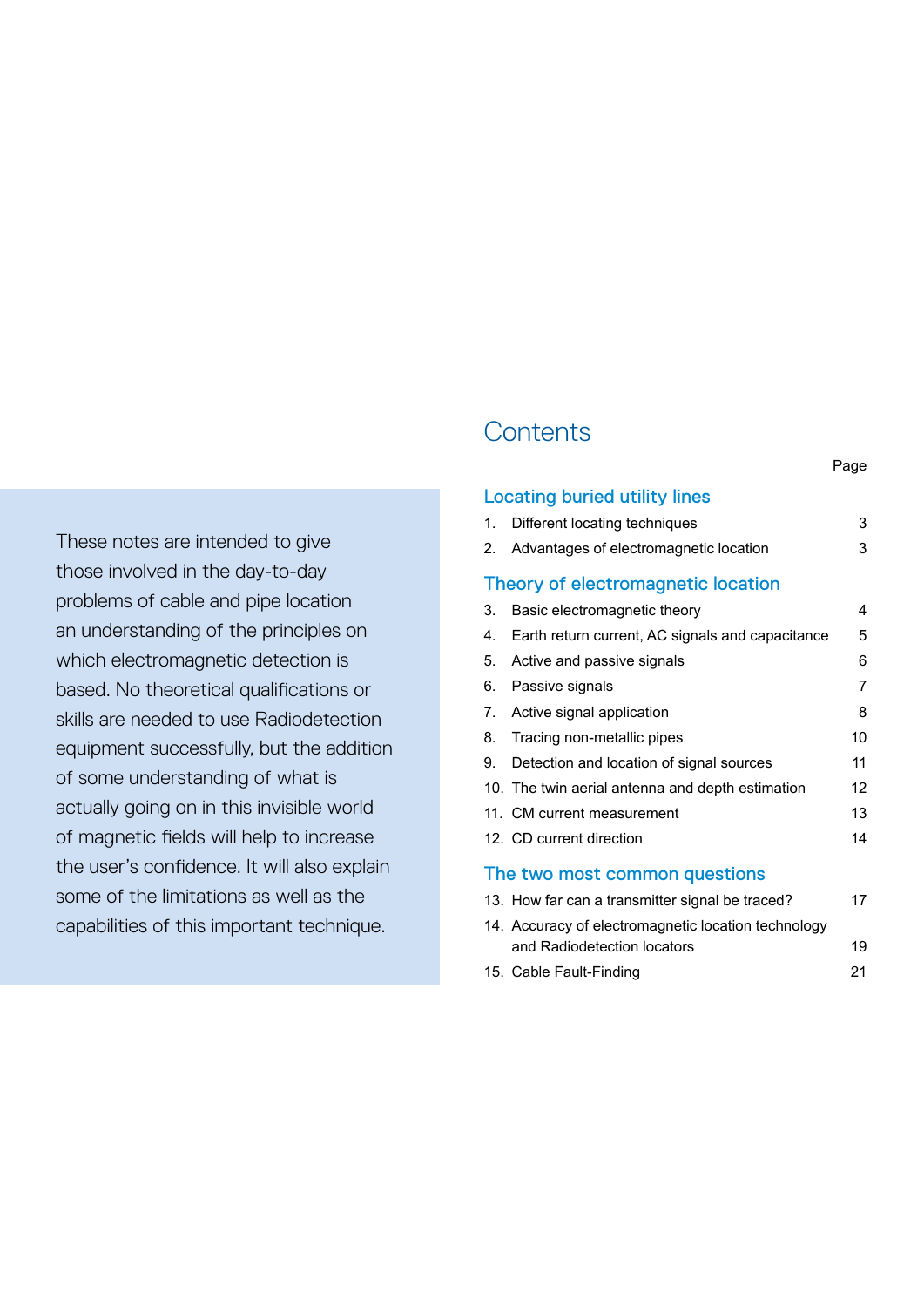These notes are intended to give those involved in the day-to-day problems of cable and pipe location an understanding of the principles on which electromagnetic detection is based. No theoretical qualifications or skills are needed to use Radiodetection equipment successfully, but the addition of some understanding of what is actually going on in this invisible world of magnetic fields will help to increase the user's confidence. It will also explain some of the limitations as well as the capabilities of this important technique.

# Contents

| | | Page |
|---|---|---|
| **Locating buried utility lines** | | |
| 1. | Different locating techniques | 3 |
| 2. | Advantages of electromagnetic location | 3 |
| **Theory of electromagnetic location** | | |
| 3. | Basic electromagnetic theory | 4 |
| 4. | Earth return current, AC signals and capacitance | 5 |
| 5. | Active and passive signals | 6 |
| 6. | Passive signals | 7 |
| 7. | Active signal application | 8 |
| 8. | Tracing non-metallic pipes | 10 |
| 9. | Detection and location of signal sources | 11 |
| 10. | The twin aerial antenna and depth estimation | 12 |
| 11. | CM current measurement | 13 |
| 12. | CD current direction | 14 |
| **The two most common questions** | | |
| 13. | How far can a transmitter signal be traced? | 17 |
| 14. | Accuracy of electromagnetic location technology and Radiodetection locators | 19 |
| 15. | Cable Fault-Finding | 21 |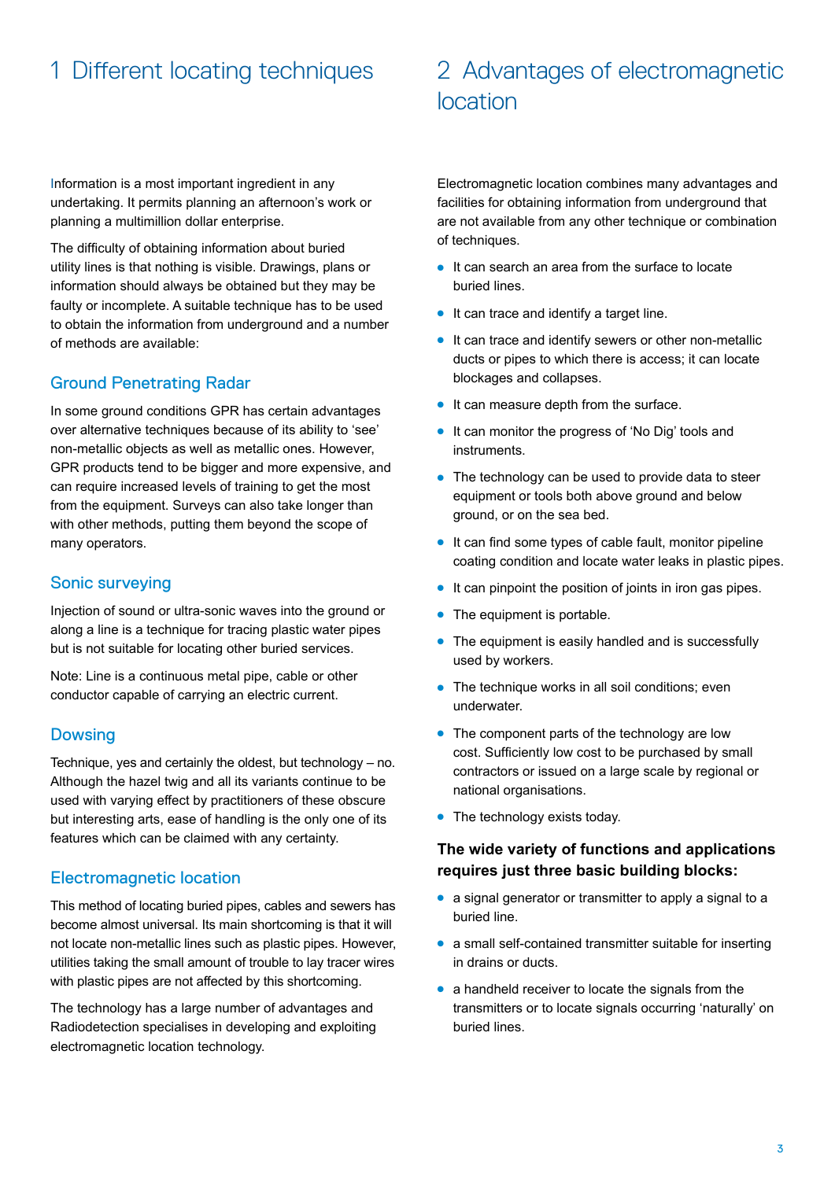# 1 Different locating techniques

Information is a most important ingredient in any undertaking. It permits planning an afternoon's work or planning a multimillion dollar enterprise.

The difficulty of obtaining information about buried utility lines is that nothing is visible. Drawings, plans or information should always be obtained but they may be faulty or incomplete. A suitable technique has to be used to obtain the information from underground and a number of methods are available:

## Ground Penetrating Radar

In some ground conditions GPR has certain advantages over alternative techniques because of its ability to 'see' non-metallic objects as well as metallic ones. However, GPR products tend to be bigger and more expensive, and can require increased levels of training to get the most from the equipment. Surveys can also take longer than with other methods, putting them beyond the scope of many operators.

## Sonic surveying

Injection of sound or ultra-sonic waves into the ground or along a line is a technique for tracing plastic water pipes but is not suitable for locating other buried services.

Note: Line is a continuous metal pipe, cable or other conductor capable of carrying an electric current.

## Dowsing

Technique, yes and certainly the oldest, but technology – no. Although the hazel twig and all its variants continue to be used with varying effect by practitioners of these obscure but interesting arts, ease of handling is the only one of its features which can be claimed with any certainty.

## Electromagnetic location

This method of locating buried pipes, cables and sewers has become almost universal. Its main shortcoming is that it will not locate non-metallic lines such as plastic pipes. However, utilities taking the small amount of trouble to lay tracer wires with plastic pipes are not affected by this shortcoming.

The technology has a large number of advantages and Radiodetection specialises in developing and exploiting electromagnetic location technology.

# 2 Advantages of electromagnetic location

Electromagnetic location combines many advantages and facilities for obtaining information from underground that are not available from any other technique or combination of techniques.

- It can search an area from the surface to locate buried lines.
- It can trace and identify a target line.
- It can trace and identify sewers or other non-metallic ducts or pipes to which there is access; it can locate blockages and collapses.
- It can measure depth from the surface.
- It can monitor the progress of 'No Dig' tools and instruments.
- The technology can be used to provide data to steer equipment or tools both above ground and below ground, or on the sea bed.
- It can find some types of cable fault, monitor pipeline coating condition and locate water leaks in plastic pipes.
- It can pinpoint the position of joints in iron gas pipes.
- The equipment is portable.
- The equipment is easily handled and is successfully used by workers.
- The technique works in all soil conditions; even underwater.
- The component parts of the technology are low cost. Sufficiently low cost to be purchased by small contractors or issued on a large scale by regional or national organisations.
- The technology exists today.

**The wide variety of functions and applications requires just three basic building blocks:**

- a signal generator or transmitter to apply a signal to a buried line.
- a small self-contained transmitter suitable for inserting in drains or ducts.
- a handheld receiver to locate the signals from the transmitters or to locate signals occurring 'naturally' on buried lines.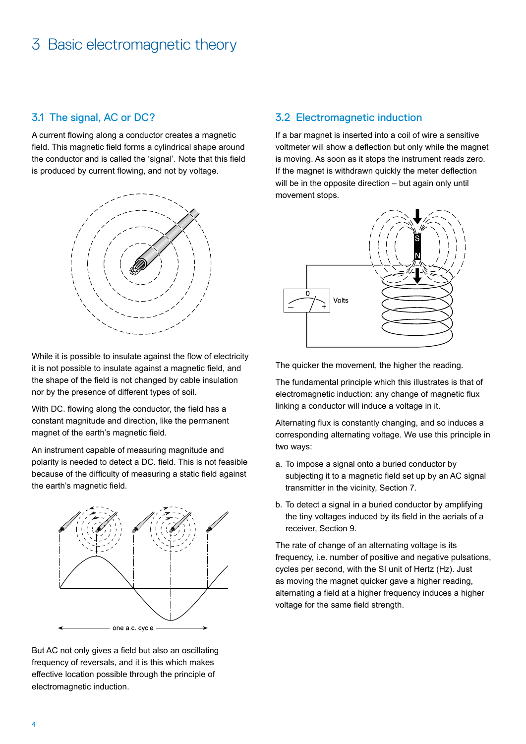# 3 Basic electromagnetic theory

## 3.1 The signal, AC or DC?

A current flowing along a conductor creates a magnetic field. This magnetic field forms a cylindrical shape around the conductor and is called the 'signal'. Note that this field is produced by current flowing, and not by voltage.

While it is possible to insulate against the flow of electricity it is not possible to insulate against a magnetic field, and the shape of the field is not changed by cable insulation nor by the presence of different types of soil.

With DC. flowing along the conductor, the field has a constant magnitude and direction, like the permanent magnet of the earth's magnetic field.

An instrument capable of measuring magnitude and polarity is needed to detect a DC. field. This is not feasible because of the difficulty of measuring a static field against the earth's magnetic field.

one a.c. cycle

But AC not only gives a field but also an oscillating frequency of reversals, and it is this which makes effective location possible through the principle of electromagnetic induction.

## 3.2 Electromagnetic induction

If a bar magnet is inserted into a coil of wire a sensitive voltmeter will show a deflection but only while the magnet is moving. As soon as it stops the instrument reads zero. If the magnet is withdrawn quickly the meter deflection will be in the opposite direction – but again only until movement stops.

The quicker the movement, the higher the reading.

The fundamental principle which this illustrates is that of electromagnetic induction: any change of magnetic flux linking a conductor will induce a voltage in it.

Alternating flux is constantly changing, and so induces a corresponding alternating voltage. We use this principle in two ways:

a. To impose a signal onto a buried conductor by subjecting it to a magnetic field set up by an AC signal transmitter in the vicinity, Section 7.

b. To detect a signal in a buried conductor by amplifying the tiny voltages induced by its field in the aerials of a receiver, Section 9.

The rate of change of an alternating voltage is its frequency, i.e. number of positive and negative pulsations, cycles per second, with the SI unit of Hertz (Hz). Just as moving the magnet quicker gave a higher reading, alternating a field at a higher frequency induces a higher voltage for the same field strength.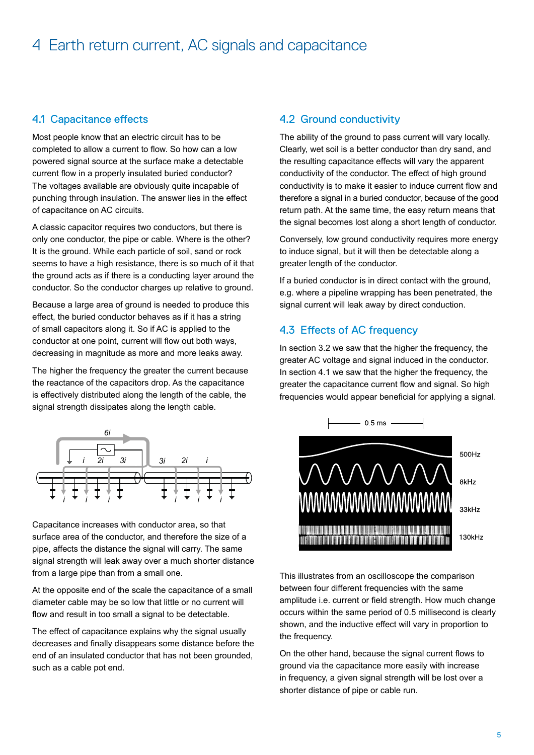# 4 Earth return current, AC signals and capacitance

## 4.1 Capacitance effects

Most people know that an electric circuit has to be completed to allow a current to flow. So how can a low powered signal source at the surface make a detectable current flow in a properly insulated buried conductor? The voltages available are obviously quite incapable of punching through insulation. The answer lies in the effect of capacitance on AC circuits.

A classic capacitor requires two conductors, but there is only one conductor, the pipe or cable. Where is the other? It is the ground. While each particle of soil, sand or rock seems to have a high resistance, there is so much of it that the ground acts as if there is a conducting layer around the conductor. So the conductor charges up relative to ground.

Because a large area of ground is needed to produce this effect, the buried conductor behaves as if it has a string of small capacitors along it. So if AC is applied to the conductor at one point, current will flow out both ways, decreasing in magnitude as more and more leaks away.

The higher the frequency the greater the current because the reactance of the capacitors drop. As the capacitance is effectively distributed along the length of the cable, the signal strength dissipates along the length cable.

Capacitance increases with conductor area, so that surface area of the conductor, and therefore the size of a pipe, affects the distance the signal will carry. The same signal strength will leak away over a much shorter distance from a large pipe than from a small one.

At the opposite end of the scale the capacitance of a small diameter cable may be so low that little or no current will flow and result in too small a signal to be detectable.

The effect of capacitance explains why the signal usually decreases and finally disappears some distance before the end of an insulated conductor that has not been grounded, such as a cable pot end.

## 4.2 Ground conductivity

The ability of the ground to pass current will vary locally. Clearly, wet soil is a better conductor than dry sand, and the resulting capacitance effects will vary the apparent conductivity of the conductor. The effect of high ground conductivity is to make it easier to induce current flow and therefore a signal in a buried conductor, because of the good return path. At the same time, the easy return means that the signal becomes lost along a short length of conductor.

Conversely, low ground conductivity requires more energy to induce signal, but it will then be detectable along a greater length of the conductor.

If a buried conductor is in direct contact with the ground, e.g. where a pipeline wrapping has been penetrated, the signal current will leak away by direct conduction.

## 4.3 Effects of AC frequency

In section 3.2 we saw that the higher the frequency, the greater AC voltage and signal induced in the conductor. In section 4.1 we saw that the higher the frequency, the greater the capacitance current flow and signal. So high frequencies would appear beneficial for applying a signal.

This illustrates from an oscilloscope the comparison between four different frequencies with the same amplitude i.e. current or field strength. How much change occurs within the same period of 0.5 millisecond is clearly shown, and the inductive effect will vary in proportion to the frequency.

On the other hand, because the signal current flows to ground via the capacitance more easily with increase in frequency, a given signal strength will be lost over a shorter distance of pipe or cable run.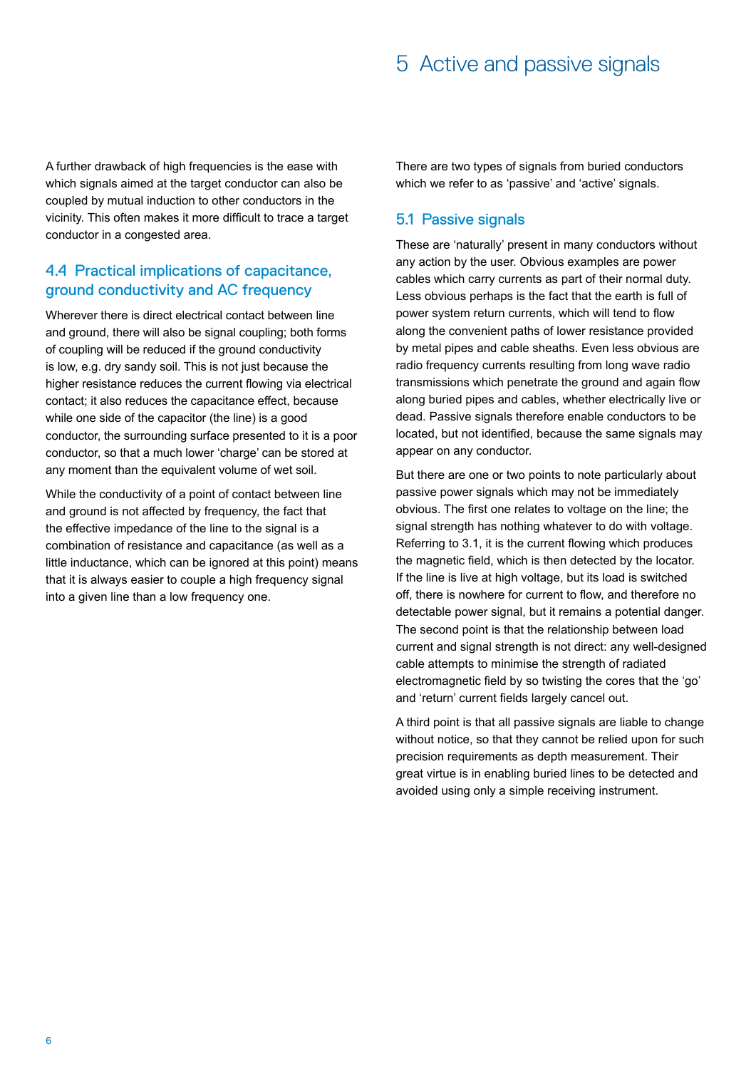A further drawback of high frequencies is the ease with which signals aimed at the target conductor can also be coupled by mutual induction to other conductors in the vicinity. This often makes it more difficult to trace a target conductor in a congested area.

## 4.4 Practical implications of capacitance, ground conductivity and AC frequency

Wherever there is direct electrical contact between line and ground, there will also be signal coupling; both forms of coupling will be reduced if the ground conductivity is low, e.g. dry sandy soil. This is not just because the higher resistance reduces the current flowing via electrical contact; it also reduces the capacitance effect, because while one side of the capacitor (the line) is a good conductor, the surrounding surface presented to it is a poor conductor, so that a much lower 'charge' can be stored at any moment than the equivalent volume of wet soil.

While the conductivity of a point of contact between line and ground is not affected by frequency, the fact that the effective impedance of the line to the signal is a combination of resistance and capacitance (as well as a little inductance, which can be ignored at this point) means that it is always easier to couple a high frequency signal into a given line than a low frequency one.

# 5 Active and passive signals

There are two types of signals from buried conductors which we refer to as 'passive' and 'active' signals.

## 5.1 Passive signals

These are 'naturally' present in many conductors without any action by the user. Obvious examples are power cables which carry currents as part of their normal duty. Less obvious perhaps is the fact that the earth is full of power system return currents, which will tend to flow along the convenient paths of lower resistance provided by metal pipes and cable sheaths. Even less obvious are radio frequency currents resulting from long wave radio transmissions which penetrate the ground and again flow along buried pipes and cables, whether electrically live or dead. Passive signals therefore enable conductors to be located, but not identified, because the same signals may appear on any conductor.

But there are one or two points to note particularly about passive power signals which may not be immediately obvious. The first one relates to voltage on the line; the signal strength has nothing whatever to do with voltage. Referring to 3.1, it is the current flowing which produces the magnetic field, which is then detected by the locator. If the line is live at high voltage, but its load is switched off, there is nowhere for current to flow, and therefore no detectable power signal, but it remains a potential danger. The second point is that the relationship between load current and signal strength is not direct: any well-designed cable attempts to minimise the strength of radiated electromagnetic field by so twisting the cores that the 'go' and 'return' current fields largely cancel out.

A third point is that all passive signals are liable to change without notice, so that they cannot be relied upon for such precision requirements as depth measurement. Their great virtue is in enabling buried lines to be detected and avoided using only a simple receiving instrument.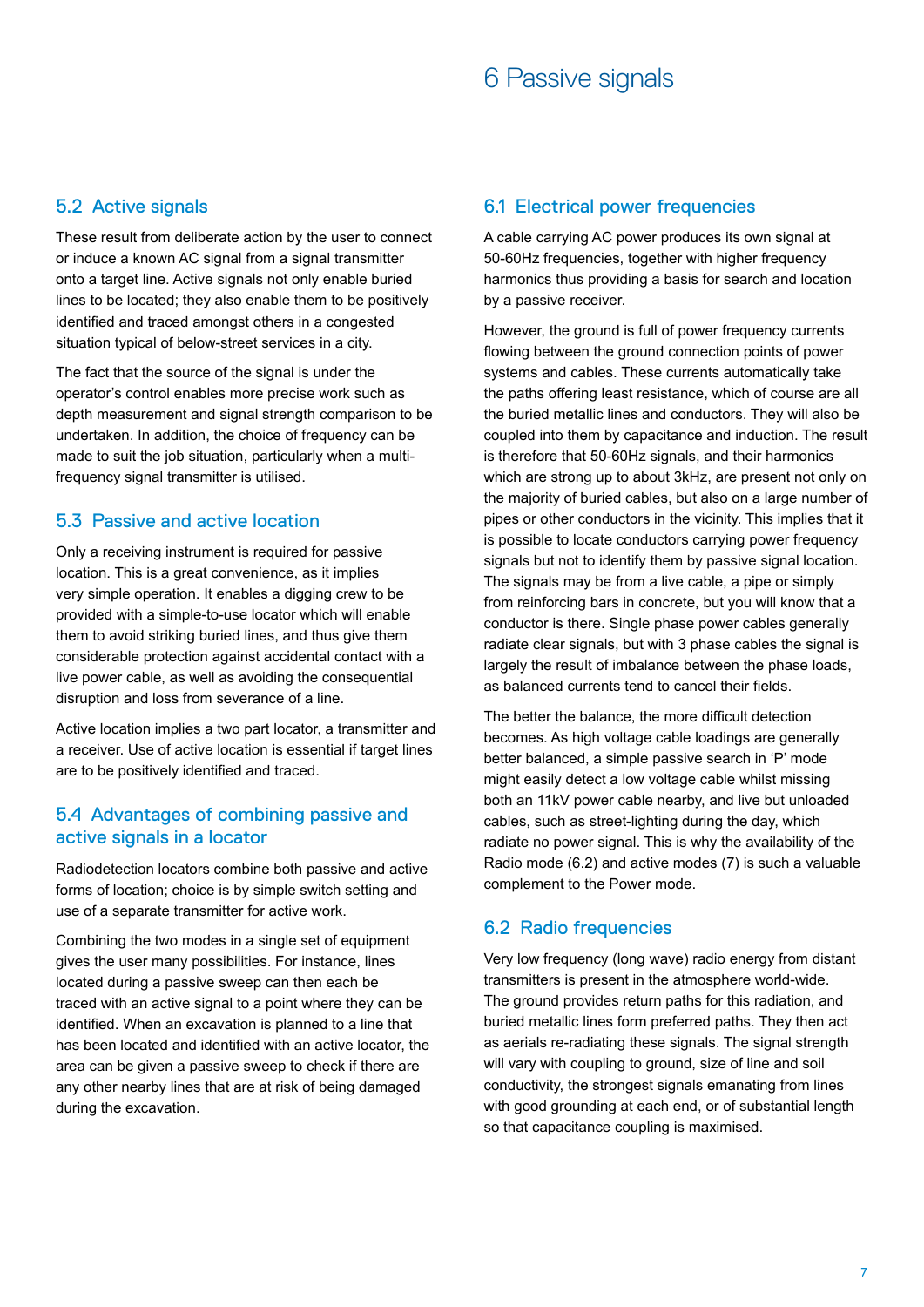## 5.2 Active signals

These result from deliberate action by the user to connect or induce a known AC signal from a signal transmitter onto a target line. Active signals not only enable buried lines to be located; they also enable them to be positively identified and traced amongst others in a congested situation typical of below-street services in a city.

The fact that the source of the signal is under the operator's control enables more precise work such as depth measurement and signal strength comparison to be undertaken. In addition, the choice of frequency can be made to suit the job situation, particularly when a multi-frequency signal transmitter is utilised.

## 5.3 Passive and active location

Only a receiving instrument is required for passive location. This is a great convenience, as it implies very simple operation. It enables a digging crew to be provided with a simple-to-use locator which will enable them to avoid striking buried lines, and thus give them considerable protection against accidental contact with a live power cable, as well as avoiding the consequential disruption and loss from severance of a line.

Active location implies a two part locator, a transmitter and a receiver. Use of active location is essential if target lines are to be positively identified and traced.

## 5.4 Advantages of combining passive and active signals in a locator

Radiodetection locators combine both passive and active forms of location; choice is by simple switch setting and use of a separate transmitter for active work.

Combining the two modes in a single set of equipment gives the user many possibilities. For instance, lines located during a passive sweep can then each be traced with an active signal to a point where they can be identified. When an excavation is planned to a line that has been located and identified with an active locator, the area can be given a passive sweep to check if there are any other nearby lines that are at risk of being damaged during the excavation.

# 6 Passive signals

## 6.1 Electrical power frequencies

A cable carrying AC power produces its own signal at 50-60Hz frequencies, together with higher frequency harmonics thus providing a basis for search and location by a passive receiver.

However, the ground is full of power frequency currents flowing between the ground connection points of power systems and cables. These currents automatically take the paths offering least resistance, which of course are all the buried metallic lines and conductors. They will also be coupled into them by capacitance and induction. The result is therefore that 50-60Hz signals, and their harmonics which are strong up to about 3kHz, are present not only on the majority of buried cables, but also on a large number of pipes or other conductors in the vicinity. This implies that it is possible to locate conductors carrying power frequency signals but not to identify them by passive signal location. The signals may be from a live cable, a pipe or simply from reinforcing bars in concrete, but you will know that a conductor is there. Single phase power cables generally radiate clear signals, but with 3 phase cables the signal is largely the result of imbalance between the phase loads, as balanced currents tend to cancel their fields.

The better the balance, the more difficult detection becomes. As high voltage cable loadings are generally better balanced, a simple passive search in 'P' mode might easily detect a low voltage cable whilst missing both an 11kV power cable nearby, and live but unloaded cables, such as street-lighting during the day, which radiate no power signal. This is why the availability of the Radio mode (6.2) and active modes (7) is such a valuable complement to the Power mode.

## 6.2 Radio frequencies

Very low frequency (long wave) radio energy from distant transmitters is present in the atmosphere world-wide. The ground provides return paths for this radiation, and buried metallic lines form preferred paths. They then act as aerials re-radiating these signals. The signal strength will vary with coupling to ground, size of line and soil conductivity, the strongest signals emanating from lines with good grounding at each end, or of substantial length so that capacitance coupling is maximised.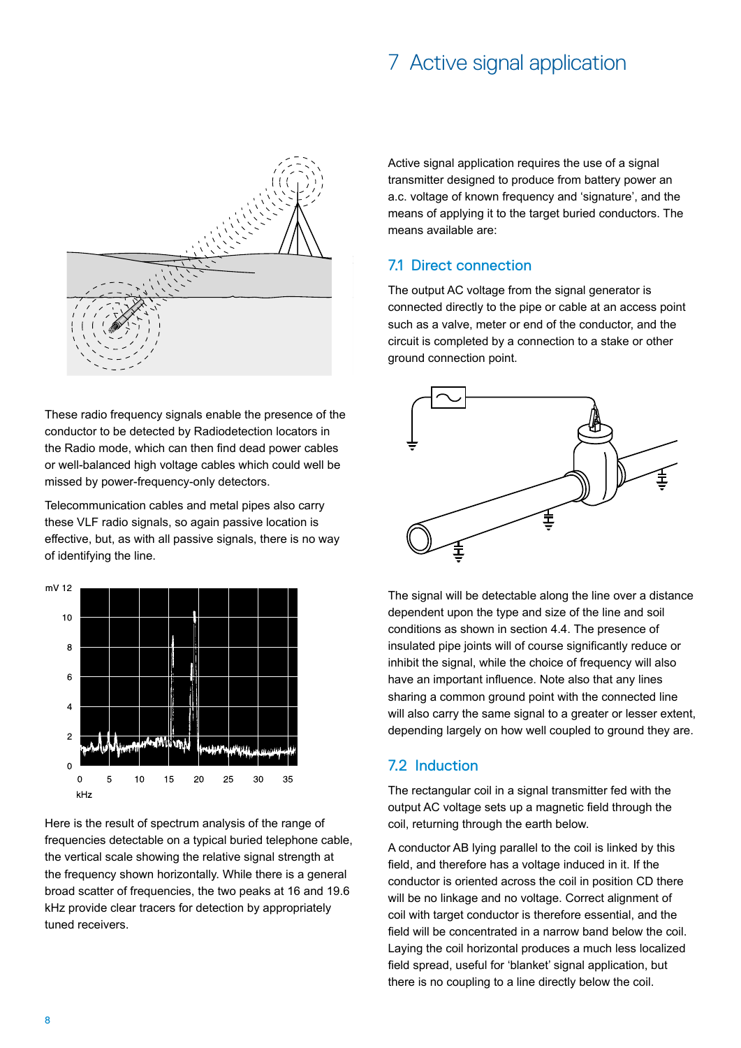# 7 Active signal application

These radio frequency signals enable the presence of the conductor to be detected by Radiodetection locators in the Radio mode, which can then find dead power cables or well-balanced high voltage cables which could well be missed by power-frequency-only detectors.

Telecommunication cables and metal pipes also carry these VLF radio signals, so again passive location is effective, but, as with all passive signals, there is no way of identifying the line.

Here is the result of spectrum analysis of the range of frequencies detectable on a typical buried telephone cable, the vertical scale showing the relative signal strength at the frequency shown horizontally. While there is a general broad scatter of frequencies, the two peaks at 16 and 19.6 kHz provide clear tracers for detection by appropriately tuned receivers.

Active signal application requires the use of a signal transmitter designed to produce from battery power an a.c. voltage of known frequency and 'signature', and the means of applying it to the target buried conductors. The means available are:

## 7.1 Direct connection

The output AC voltage from the signal generator is connected directly to the pipe or cable at an access point such as a valve, meter or end of the conductor, and the circuit is completed by a connection to a stake or other ground connection point.

The signal will be detectable along the line over a distance dependent upon the type and size of the line and soil conditions as shown in section 4.4. The presence of insulated pipe joints will of course significantly reduce or inhibit the signal, while the choice of frequency will also have an important influence. Note also that any lines sharing a common ground point with the connected line will also carry the same signal to a greater or lesser extent, depending largely on how well coupled to ground they are.

## 7.2 Induction

The rectangular coil in a signal transmitter fed with the output AC voltage sets up a magnetic field through the coil, returning through the earth below.

A conductor AB lying parallel to the coil is linked by this field, and therefore has a voltage induced in it. If the conductor is oriented across the coil in position CD there will be no linkage and no voltage. Correct alignment of coil with target conductor is therefore essential, and the field will be concentrated in a narrow band below the coil. Laying the coil horizontal produces a much less localized field spread, useful for 'blanket' signal application, but there is no coupling to a line directly below the coil.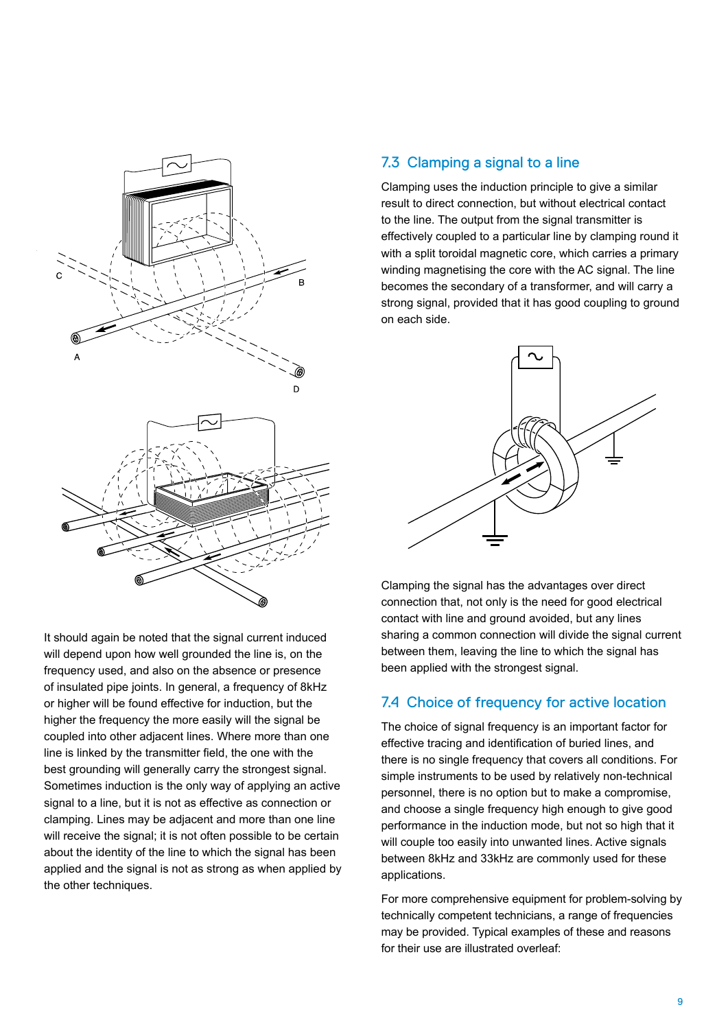It should again be noted that the signal current induced will depend upon how well grounded the line is, on the frequency used, and also on the absence or presence of insulated pipe joints. In general, a frequency of 8kHz or higher will be found effective for induction, but the higher the frequency the more easily will the signal be coupled into other adjacent lines. Where more than one line is linked by the transmitter field, the one with the best grounding will generally carry the strongest signal. Sometimes induction is the only way of applying an active signal to a line, but it is not as effective as connection or clamping. Lines may be adjacent and more than one line will receive the signal; it is not often possible to be certain about the identity of the line to which the signal has been applied and the signal is not as strong as when applied by the other techniques.

## 7.3 Clamping a signal to a line

Clamping uses the induction principle to give a similar result to direct connection, but without electrical contact to the line. The output from the signal transmitter is effectively coupled to a particular line by clamping round it with a split toroidal magnetic core, which carries a primary winding magnetising the core with the AC signal. The line becomes the secondary of a transformer, and will carry a strong signal, provided that it has good coupling to ground on each side.

Clamping the signal has the advantages over direct connection that, not only is the need for good electrical contact with line and ground avoided, but any lines sharing a common connection will divide the signal current between them, leaving the line to which the signal has been applied with the strongest signal.

## 7.4 Choice of frequency for active location

The choice of signal frequency is an important factor for effective tracing and identification of buried lines, and there is no single frequency that covers all conditions. For simple instruments to be used by relatively non-technical personnel, there is no option but to make a compromise, and choose a single frequency high enough to give good performance in the induction mode, but not so high that it will couple too easily into unwanted lines. Active signals between 8kHz and 33kHz are commonly used for these applications.

For more comprehensive equipment for problem-solving by technically competent technicians, a range of frequencies may be provided. Typical examples of these and reasons for their use are illustrated overleaf: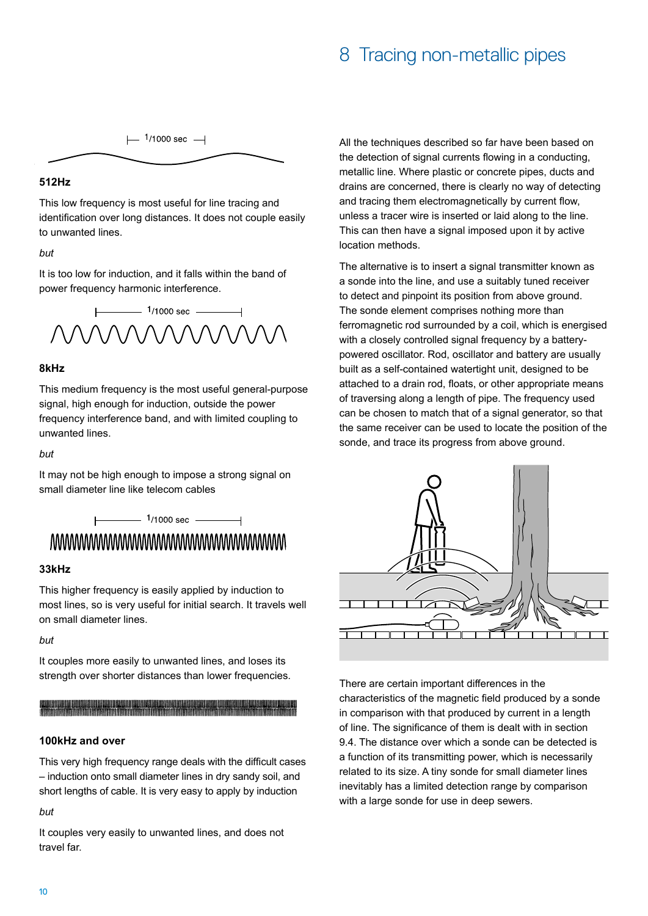# 8 Tracing non-metallic pipes

1/1000 sec

### 512Hz

This low frequency is most useful for line tracing and identification over long distances. It does not couple easily to unwanted lines.

*but*

It is too low for induction, and it falls within the band of power frequency harmonic interference.

1/1000 sec

### 8kHz

This medium frequency is the most useful general-purpose signal, high enough for induction, outside the power frequency interference band, and with limited coupling to unwanted lines.

*but*

It may not be high enough to impose a strong signal on small diameter line like telecom cables

1/1000 sec

### 33kHz

This higher frequency is easily applied by induction to most lines, so is very useful for initial search. It travels well on small diameter lines.

*but*

It couples more easily to unwanted lines, and loses its strength over shorter distances than lower frequencies.

### 100kHz and over

This very high frequency range deals with the difficult cases – induction onto small diameter lines in dry sandy soil, and short lengths of cable. It is very easy to apply by induction

*but*

It couples very easily to unwanted lines, and does not travel far.

All the techniques described so far have been based on the detection of signal currents flowing in a conducting, metallic line. Where plastic or concrete pipes, ducts and drains are concerned, there is clearly no way of detecting and tracing them electromagnetically by current flow, unless a tracer wire is inserted or laid along to the line. This can then have a signal imposed upon it by active location methods.

The alternative is to insert a signal transmitter known as a sonde into the line, and use a suitably tuned receiver to detect and pinpoint its position from above ground. The sonde element comprises nothing more than ferromagnetic rod surrounded by a coil, which is energised with a closely controlled signal frequency by a battery-powered oscillator. Rod, oscillator and battery are usually built as a self-contained watertight unit, designed to be attached to a drain rod, floats, or other appropriate means of traversing along a length of pipe. The frequency used can be chosen to match that of a signal generator, so that the same receiver can be used to locate the position of the sonde, and trace its progress from above ground.

There are certain important differences in the characteristics of the magnetic field produced by a sonde in comparison with that produced by current in a length of line. The significance of them is dealt with in section 9.4. The distance over which a sonde can be detected is a function of its transmitting power, which is necessarily related to its size. A tiny sonde for small diameter lines inevitably has a limited detection range by comparison with a large sonde for use in deep sewers.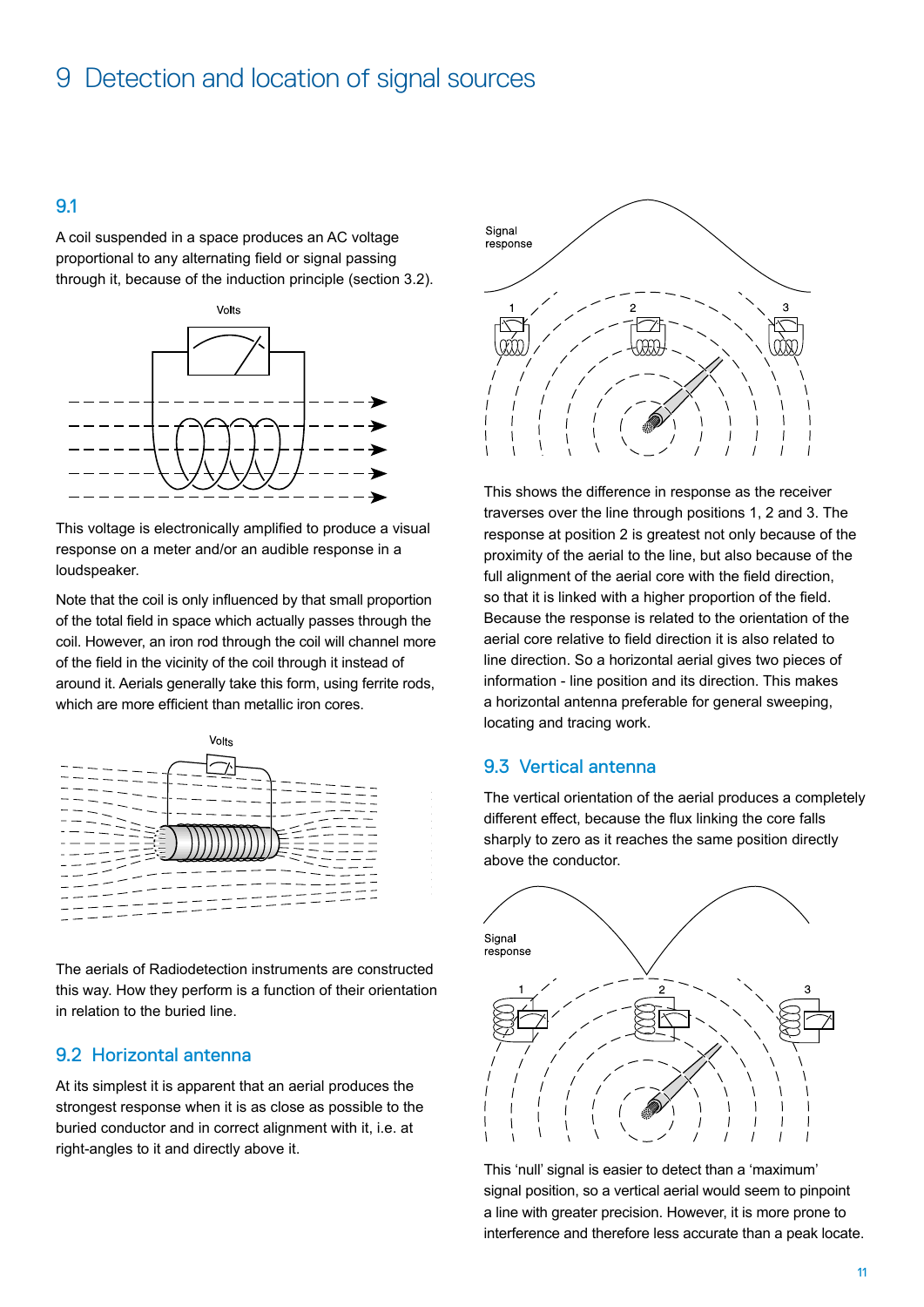# 9 Detection and location of signal sources

## 9.1

A coil suspended in a space produces an AC voltage proportional to any alternating field or signal passing through it, because of the induction principle (section 3.2).

This voltage is electronically amplified to produce a visual response on a meter and/or an audible response in a loudspeaker.

Note that the coil is only influenced by that small proportion of the total field in space which actually passes through the coil. However, an iron rod through the coil will channel more of the field in the vicinity of the coil through it instead of around it. Aerials generally take this form, using ferrite rods, which are more efficient than metallic iron cores.

The aerials of Radiodetection instruments are constructed this way. How they perform is a function of their orientation in relation to the buried line.

## 9.2 Horizontal antenna

At its simplest it is apparent that an aerial produces the strongest response when it is as close as possible to the buried conductor and in correct alignment with it, i.e. at right-angles to it and directly above it.

This shows the difference in response as the receiver traverses over the line through positions 1, 2 and 3. The response at position 2 is greatest not only because of the proximity of the aerial to the line, but also because of the full alignment of the aerial core with the field direction, so that it is linked with a higher proportion of the field. Because the response is related to the orientation of the aerial core relative to field direction it is also related to line direction. So a horizontal aerial gives two pieces of information - line position and its direction. This makes a horizontal antenna preferable for general sweeping, locating and tracing work.

## 9.3 Vertical antenna

The vertical orientation of the aerial produces a completely different effect, because the flux linking the core falls sharply to zero as it reaches the same position directly above the conductor.

This 'null' signal is easier to detect than a 'maximum' signal position, so a vertical aerial would seem to pinpoint a line with greater precision. However, it is more prone to interference and therefore less accurate than a peak locate.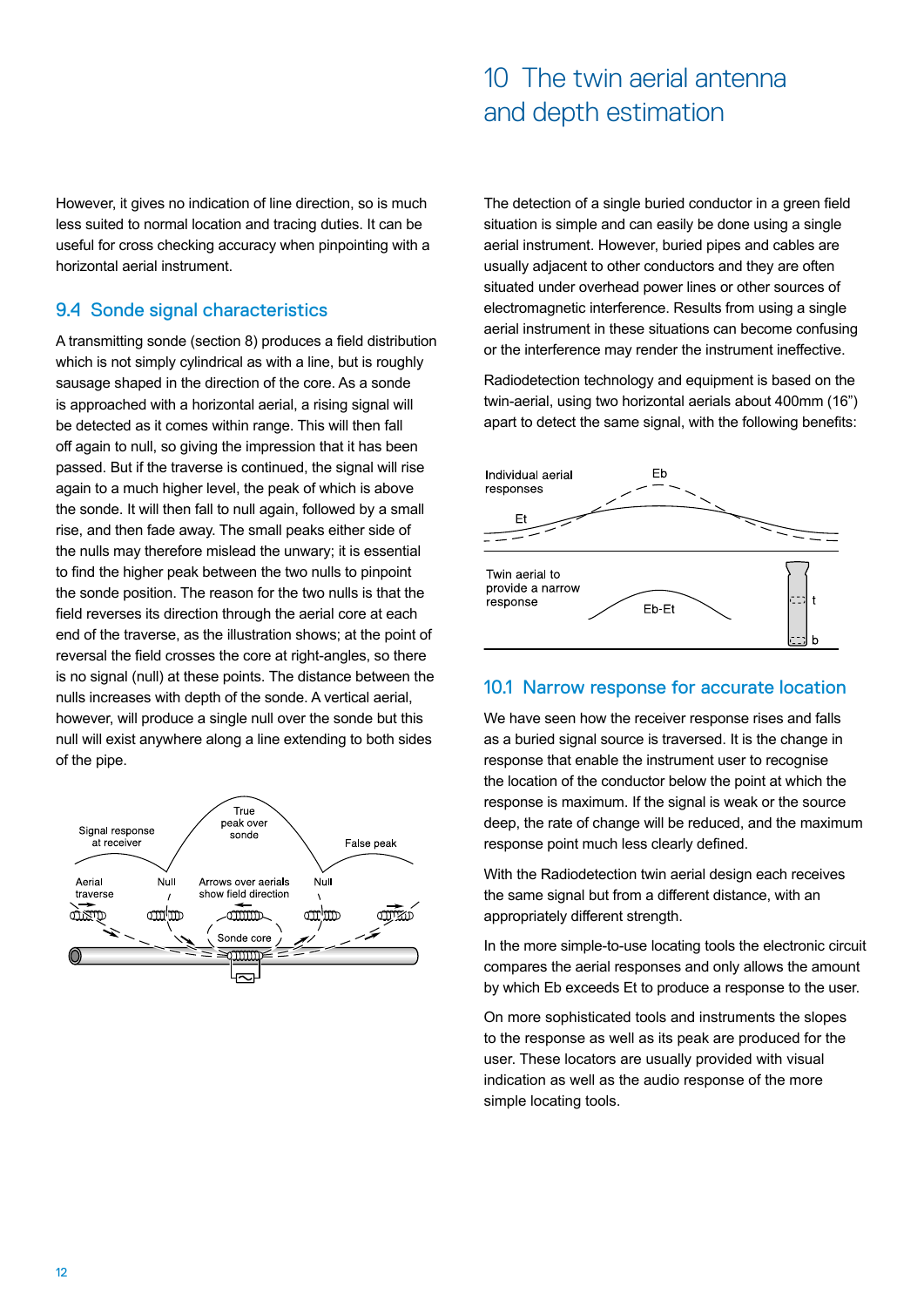However, it gives no indication of line direction, so is much less suited to normal location and tracing duties. It can be useful for cross checking accuracy when pinpointing with a horizontal aerial instrument.

## 9.4 Sonde signal characteristics

A transmitting sonde (section 8) produces a field distribution which is not simply cylindrical as with a line, but is roughly sausage shaped in the direction of the core. As a sonde is approached with a horizontal aerial, a rising signal will be detected as it comes within range. This will then fall off again to null, so giving the impression that it has been passed. But if the traverse is continued, the signal will rise again to a much higher level, the peak of which is above the sonde. It will then fall to null again, followed by a small rise, and then fade away. The small peaks either side of the nulls may therefore mislead the unwary; it is essential to find the higher peak between the two nulls to pinpoint the sonde position. The reason for the two nulls is that the field reverses its direction through the aerial core at each end of the traverse, as the illustration shows; at the point of reversal the field crosses the core at right-angles, so there is no signal (null) at these points. The distance between the nulls increases with depth of the sonde. A vertical aerial, however, will produce a single null over the sonde but this null will exist anywhere along a line extending to both sides of the pipe.

Signal response at receiver · True peak over sonde · False peak · Aerial traverse · Null · Arrows over aerials show field direction · Null · Sonde core

# 10 The twin aerial antenna and depth estimation

The detection of a single buried conductor in a green field situation is simple and can easily be done using a single aerial instrument. However, buried pipes and cables are usually adjacent to other conductors and they are often situated under overhead power lines or other sources of electromagnetic interference. Results from using a single aerial instrument in these situations can become confusing or the interference may render the instrument ineffective.

Radiodetection technology and equipment is based on the twin-aerial, using two horizontal aerials about 400mm (16”) apart to detect the same signal, with the following benefits:

Individual aerial responses · Eb · Et · Twin aerial to provide a narrow response · Eb-Et · t · b

## 10.1 Narrow response for accurate location

We have seen how the receiver response rises and falls as a buried signal source is traversed. It is the change in response that enable the instrument user to recognise the location of the conductor below the point at which the response is maximum. If the signal is weak or the source deep, the rate of change will be reduced, and the maximum response point much less clearly defined.

With the Radiodetection twin aerial design each receives the same signal but from a different distance, with an appropriately different strength.

In the more simple-to-use locating tools the electronic circuit compares the aerial responses and only allows the amount by which Eb exceeds Et to produce a response to the user.

On more sophisticated tools and instruments the slopes to the response as well as its peak are produced for the user. These locators are usually provided with visual indication as well as the audio response of the more simple locating tools.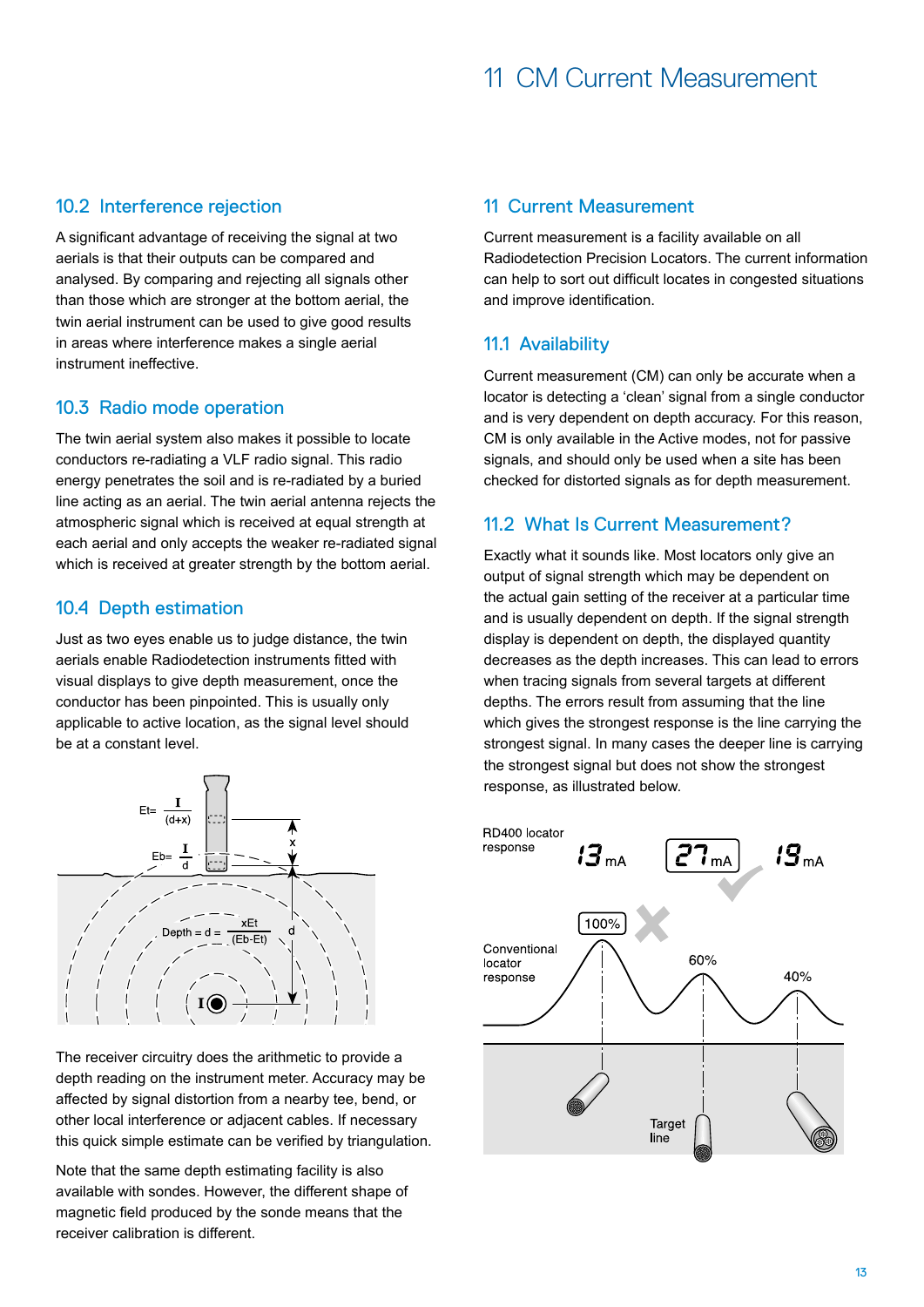## 10.2 Interference rejection

A significant advantage of receiving the signal at two aerials is that their outputs can be compared and analysed. By comparing and rejecting all signals other than those which are stronger at the bottom aerial, the twin aerial instrument can be used to give good results in areas where interference makes a single aerial instrument ineffective.

## 10.3 Radio mode operation

The twin aerial system also makes it possible to locate conductors re-radiating a VLF radio signal. This radio energy penetrates the soil and is re-radiated by a buried line acting as an aerial. The twin aerial antenna rejects the atmospheric signal which is received at equal strength at each aerial and only accepts the weaker re-radiated signal which is received at greater strength by the bottom aerial.

## 10.4 Depth estimation

Just as two eyes enable us to judge distance, the twin aerials enable Radiodetection instruments fitted with visual displays to give depth measurement, once the conductor has been pinpointed. This is usually only applicable to active location, as the signal level should be at a constant level.

$$Et = \frac{I}{(d+x)} \qquad Eb = \frac{I}{d} \qquad \text{Depth} = d = \frac{xEt}{(Eb-Et)}$$

The receiver circuitry does the arithmetic to provide a depth reading on the instrument meter. Accuracy may be affected by signal distortion from a nearby tee, bend, or other local interference or adjacent cables. If necessary this quick simple estimate can be verified by triangulation.

Note that the same depth estimating facility is also available with sondes. However, the different shape of magnetic field produced by the sonde means that the receiver calibration is different.

# 11 Current Measurement

Current measurement is a facility available on all Radiodetection Precision Locators. The current information can help to sort out difficult locates in congested situations and improve identification.

## 11.1 Availability

Current measurement (CM) can only be accurate when a locator is detecting a 'clean' signal from a single conductor and is very dependent on depth accuracy. For this reason, CM is only available in the Active modes, not for passive signals, and should only be used when a site has been checked for distorted signals as for depth measurement.

## 11.2 What Is Current Measurement?

Exactly what it sounds like. Most locators only give an output of signal strength which may be dependent on the actual gain setting of the receiver at a particular time and is usually dependent on depth. If the signal strength display is dependent on depth, the displayed quantity decreases as the depth increases. This can lead to errors when tracing signals from several targets at different depths. The errors result from assuming that the line which gives the strongest response is the line carrying the strongest signal. In many cases the deeper line is carrying the strongest signal but does not show the strongest response, as illustrated below.

RD400 locator response: 13 mA, 27 mA, 19 mA

Conventional locator response: 100%, 60%, 40%

Target line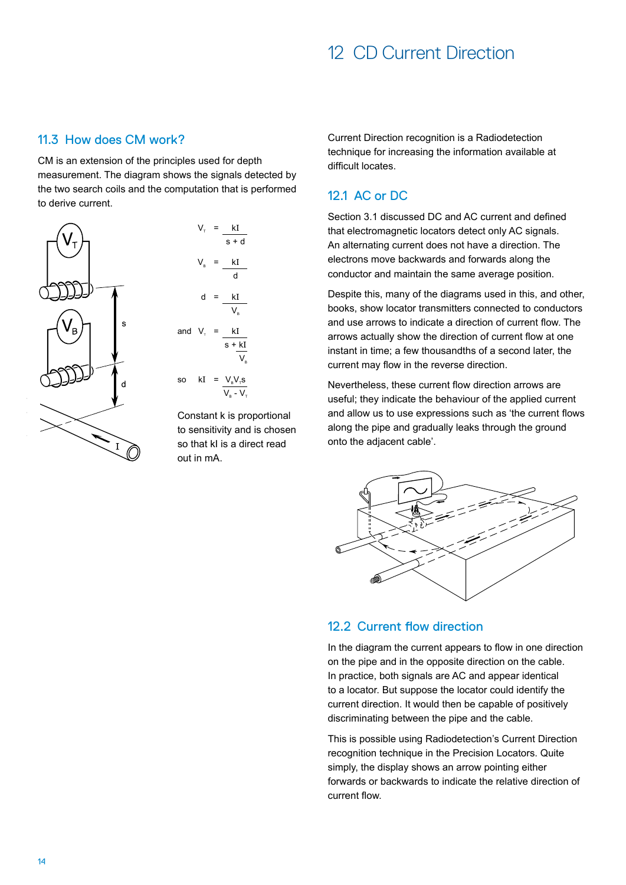## 11.3 How does CM work?

CM is an extension of the principles used for depth measurement. The diagram shows the signals detected by the two search coils and the computation that is performed to derive current.

$$V_T = \frac{kI}{s + d}$$

$$V_B = \frac{kI}{d}$$

$$d = \frac{kI}{V_B}$$

and $$V_T = \frac{kI}{s + \frac{kI}{V_B}}$$

so $$kI = \frac{V_B V_T s}{V_B - V_T}$$

Constant k is proportional to sensitivity and is chosen so that kI is a direct read out in mA.

# 12 CD Current Direction

Current Direction recognition is a Radiodetection technique for increasing the information available at difficult locates.

## 12.1 AC or DC

Section 3.1 discussed DC and AC current and defined that electromagnetic locators detect only AC signals. An alternating current does not have a direction. The electrons move backwards and forwards along the conductor and maintain the same average position.

Despite this, many of the diagrams used in this, and other, books, show locator transmitters connected to conductors and use arrows to indicate a direction of current flow. The arrows actually show the direction of current flow at one instant in time; a few thousandths of a second later, the current may flow in the reverse direction.

Nevertheless, these current flow direction arrows are useful; they indicate the behaviour of the applied current and allow us to use expressions such as 'the current flows along the pipe and gradually leaks through the ground onto the adjacent cable'.

## 12.2 Current flow direction

In the diagram the current appears to flow in one direction on the pipe and in the opposite direction on the cable. In practice, both signals are AC and appear identical to a locator. But suppose the locator could identify the current direction. It would then be capable of positively discriminating between the pipe and the cable.

This is possible using Radiodetection's Current Direction recognition technique in the Precision Locators. Quite simply, the display shows an arrow pointing either forwards or backwards to indicate the relative direction of current flow.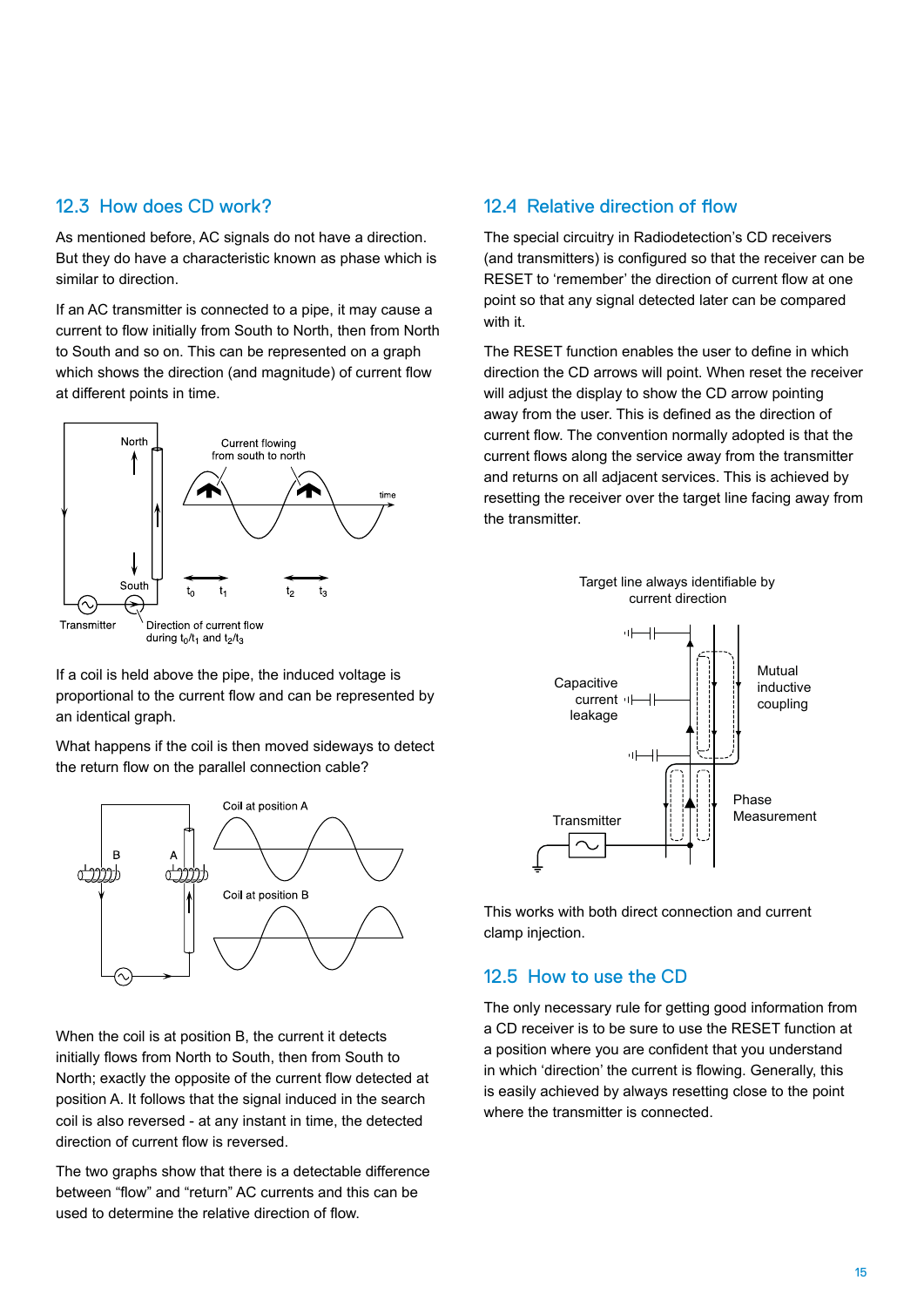## 12.3 How does CD work?

As mentioned before, AC signals do not have a direction. But they do have a characteristic known as phase which is similar to direction.

If an AC transmitter is connected to a pipe, it may cause a current to flow initially from South to North, then from North to South and so on. This can be represented on a graph which shows the direction (and magnitude) of current flow at different points in time.

North

Current flowing from south to north

time

South

$t_0$ $t_1$ $t_2$ $t_3$

Transmitter

Direction of current flow during $t_0/t_1$ and $t_2/t_3$

If a coil is held above the pipe, the induced voltage is proportional to the current flow and can be represented by an identical graph.

What happens if the coil is then moved sideways to detect the return flow on the parallel connection cable?

B A

Coil at position A

Coil at position B

When the coil is at position B, the current it detects initially flows from North to South, then from South to North; exactly the opposite of the current flow detected at position A. It follows that the signal induced in the search coil is also reversed - at any instant in time, the detected direction of current flow is reversed.

The two graphs show that there is a detectable difference between “flow” and “return” AC currents and this can be used to determine the relative direction of flow.

## 12.4 Relative direction of flow

The special circuitry in Radiodetection’s CD receivers (and transmitters) is configured so that the receiver can be RESET to ‘remember’ the direction of current flow at one point so that any signal detected later can be compared with it.

The RESET function enables the user to define in which direction the CD arrows will point. When reset the receiver will adjust the display to show the CD arrow pointing away from the user. This is defined as the direction of current flow. The convention normally adopted is that the current flows along the service away from the transmitter and returns on all adjacent services. This is achieved by resetting the receiver over the target line facing away from the transmitter.

Target line always identifiable by current direction

Capacitive current leakage

Mutual inductive coupling

Phase Measurement

Transmitter

This works with both direct connection and current clamp injection.

## 12.5 How to use the CD

The only necessary rule for getting good information from a CD receiver is to be sure to use the RESET function at a position where you are confident that you understand in which ‘direction’ the current is flowing. Generally, this is easily achieved by always resetting close to the point where the transmitter is connected.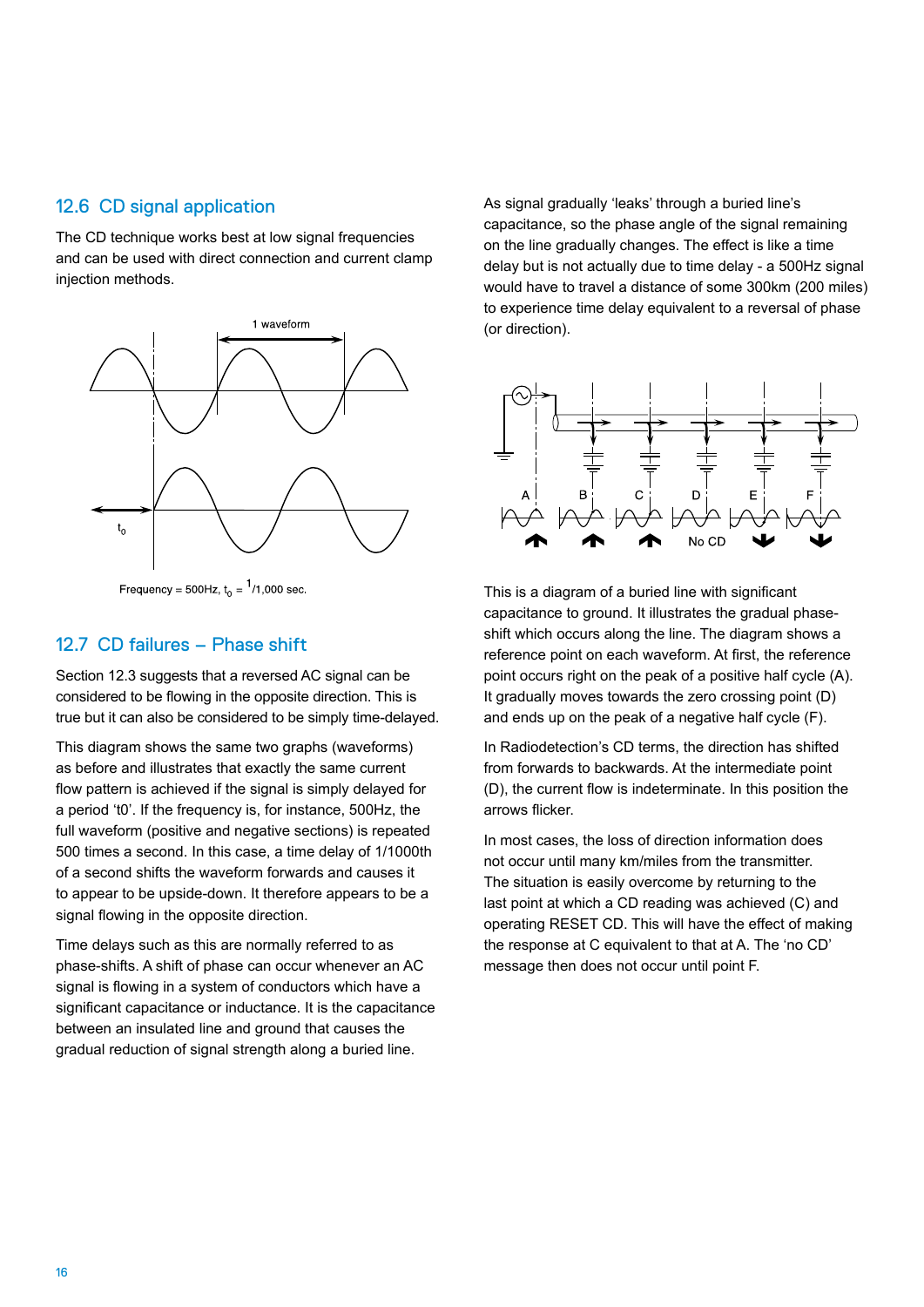## 12.6 CD signal application

The CD technique works best at low signal frequencies and can be used with direct connection and current clamp injection methods.

Frequency = 500Hz, $t_0 = {}^1/1{,}000$ sec.

## 12.7 CD failures – Phase shift

Section 12.3 suggests that a reversed AC signal can be considered to be flowing in the opposite direction. This is true but it can also be considered to be simply time-delayed.

This diagram shows the same two graphs (waveforms) as before and illustrates that exactly the same current flow pattern is achieved if the signal is simply delayed for a period 't0'. If the frequency is, for instance, 500Hz, the full waveform (positive and negative sections) is repeated 500 times a second. In this case, a time delay of 1/1000th of a second shifts the waveform forwards and causes it to appear to be upside-down. It therefore appears to be a signal flowing in the opposite direction.

Time delays such as this are normally referred to as phase-shifts. A shift of phase can occur whenever an AC signal is flowing in a system of conductors which have a significant capacitance or inductance. It is the capacitance between an insulated line and ground that causes the gradual reduction of signal strength along a buried line.

As signal gradually 'leaks' through a buried line's capacitance, so the phase angle of the signal remaining on the line gradually changes. The effect is like a time delay but is not actually due to time delay - a 500Hz signal would have to travel a distance of some 300km (200 miles) to experience time delay equivalent to a reversal of phase (or direction).

This is a diagram of a buried line with significant capacitance to ground. It illustrates the gradual phase-shift which occurs along the line. The diagram shows a reference point on each waveform. At first, the reference point occurs right on the peak of a positive half cycle (A). It gradually moves towards the zero crossing point (D) and ends up on the peak of a negative half cycle (F).

In Radiodetection's CD terms, the direction has shifted from forwards to backwards. At the intermediate point (D), the current flow is indeterminate. In this position the arrows flicker.

In most cases, the loss of direction information does not occur until many km/miles from the transmitter. The situation is easily overcome by returning to the last point at which a CD reading was achieved (C) and operating RESET CD. This will have the effect of making the response at C equivalent to that at A. The 'no CD' message then does not occur until point F.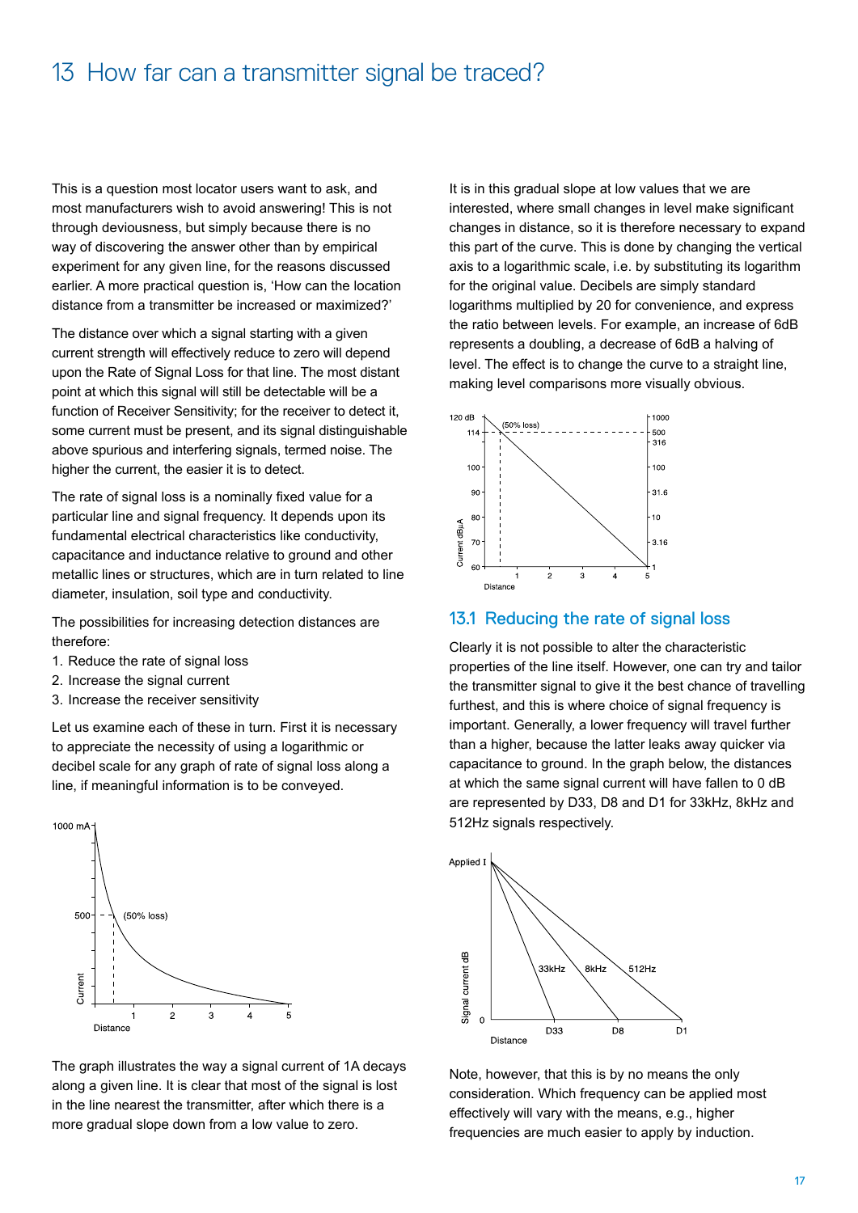# 13 How far can a transmitter signal be traced?

This is a question most locator users want to ask, and most manufacturers wish to avoid answering! This is not through deviousness, but simply because there is no way of discovering the answer other than by empirical experiment for any given line, for the reasons discussed earlier. A more practical question is, 'How can the location distance from a transmitter be increased or maximized?'

The distance over which a signal starting with a given current strength will effectively reduce to zero will depend upon the Rate of Signal Loss for that line. The most distant point at which this signal will still be detectable will be a function of Receiver Sensitivity; for the receiver to detect it, some current must be present, and its signal distinguishable above spurious and interfering signals, termed noise. The higher the current, the easier it is to detect.

The rate of signal loss is a nominally fixed value for a particular line and signal frequency. It depends upon its fundamental electrical characteristics like conductivity, capacitance and inductance relative to ground and other metallic lines or structures, which are in turn related to line diameter, insulation, soil type and conductivity.

The possibilities for increasing detection distances are therefore:

1. Reduce the rate of signal loss
2. Increase the signal current
3. Increase the receiver sensitivity

Let us examine each of these in turn. First it is necessary to appreciate the necessity of using a logarithmic or decibel scale for any graph of rate of signal loss along a line, if meaningful information is to be conveyed.

The graph illustrates the way a signal current of 1A decays along a given line. It is clear that most of the signal is lost in the line nearest the transmitter, after which there is a more gradual slope down from a low value to zero.

It is in this gradual slope at low values that we are interested, where small changes in level make significant changes in distance, so it is therefore necessary to expand this part of the curve. This is done by changing the vertical axis to a logarithmic scale, i.e. by substituting its logarithm for the original value. Decibels are simply standard logarithms multiplied by 20 for convenience, and express the ratio between levels. For example, an increase of 6dB represents a doubling, a decrease of 6dB a halving of level. The effect is to change the curve to a straight line, making level comparisons more visually obvious.

## 13.1 Reducing the rate of signal loss

Clearly it is not possible to alter the characteristic properties of the line itself. However, one can try and tailor the transmitter signal to give it the best chance of travelling furthest, and this is where choice of signal frequency is important. Generally, a lower frequency will travel further than a higher, because the latter leaks away quicker via capacitance to ground. In the graph below, the distances at which the same signal current will have fallen to 0 dB are represented by D33, D8 and D1 for 33kHz, 8kHz and 512Hz signals respectively.

Note, however, that this is by no means the only consideration. Which frequency can be applied most effectively will vary with the means, e.g., higher frequencies are much easier to apply by induction.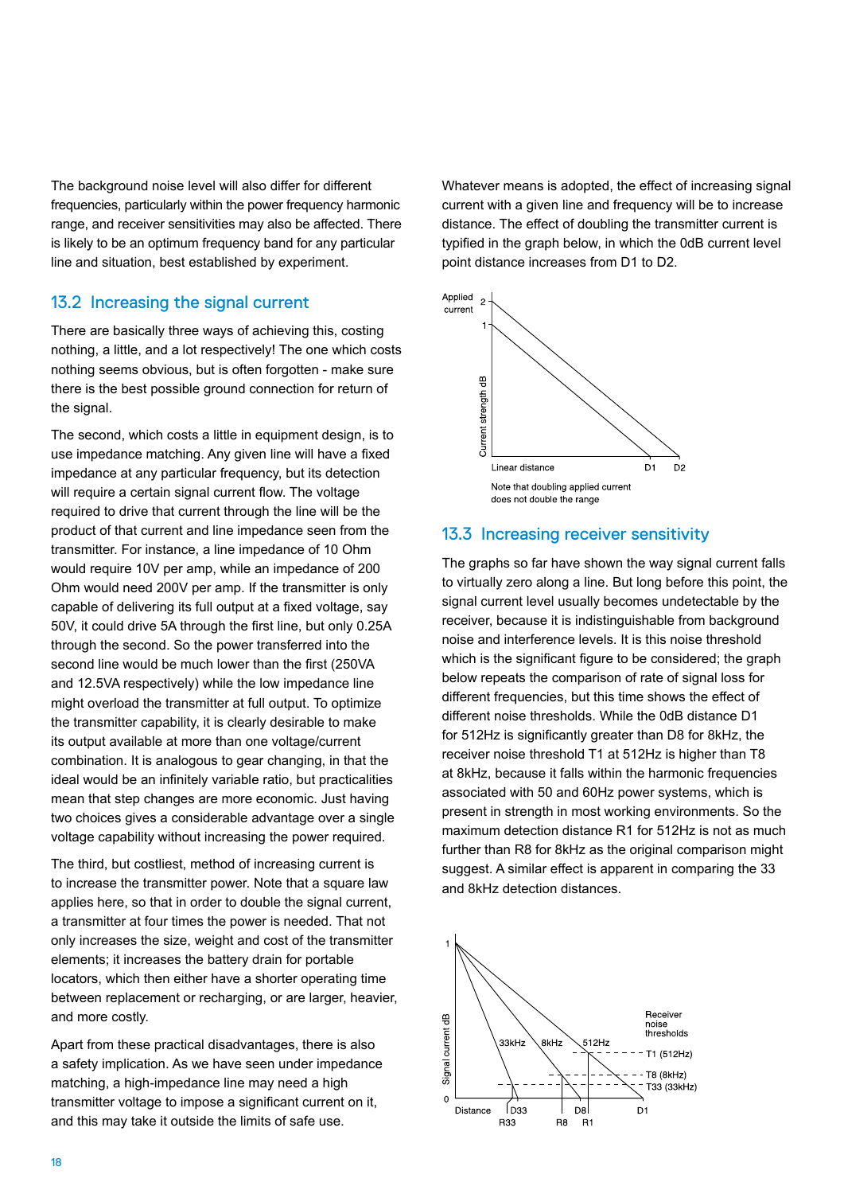The background noise level will also differ for different frequencies, particularly within the power frequency harmonic range, and receiver sensitivities may also be affected. There is likely to be an optimum frequency band for any particular line and situation, best established by experiment.

## 13.2 Increasing the signal current

There are basically three ways of achieving this, costing nothing, a little, and a lot respectively! The one which costs nothing seems obvious, but is often forgotten - make sure there is the best possible ground connection for return of the signal.

The second, which costs a little in equipment design, is to use impedance matching. Any given line will have a fixed impedance at any particular frequency, but its detection will require a certain signal current flow. The voltage required to drive that current through the line will be the product of that current and line impedance seen from the transmitter. For instance, a line impedance of 10 Ohm would require 10V per amp, while an impedance of 200 Ohm would need 200V per amp. If the transmitter is only capable of delivering its full output at a fixed voltage, say 50V, it could drive 5A through the first line, but only 0.25A through the second. So the power transferred into the second line would be much lower than the first (250VA and 12.5VA respectively) while the low impedance line might overload the transmitter at full output. To optimize the transmitter capability, it is clearly desirable to make its output available at more than one voltage/current combination. It is analogous to gear changing, in that the ideal would be an infinitely variable ratio, but practicalities mean that step changes are more economic. Just having two choices gives a considerable advantage over a single voltage capability without increasing the power required.

The third, but costliest, method of increasing current is to increase the transmitter power. Note that a square law applies here, so that in order to double the signal current, a transmitter at four times the power is needed. That not only increases the size, weight and cost of the transmitter elements; it increases the battery drain for portable locators, which then either have a shorter operating time between replacement or recharging, or are larger, heavier, and more costly.

Apart from these practical disadvantages, there is also a safety implication. As we have seen under impedance matching, a high-impedance line may need a high transmitter voltage to impose a significant current on it, and this may take it outside the limits of safe use.

Whatever means is adopted, the effect of increasing signal current with a given line and frequency will be to increase distance. The effect of doubling the transmitter current is typified in the graph below, in which the 0dB current level point distance increases from D1 to D2.

Note that doubling applied current does not double the range

## 13.3 Increasing receiver sensitivity

The graphs so far have shown the way signal current falls to virtually zero along a line. But long before this point, the signal current level usually becomes undetectable by the receiver, because it is indistinguishable from background noise and interference levels. It is this noise threshold which is the significant figure to be considered; the graph below repeats the comparison of rate of signal loss for different frequencies, but this time shows the effect of different noise thresholds. While the 0dB distance D1 for 512Hz is significantly greater than D8 for 8kHz, the receiver noise threshold T1 at 512Hz is higher than T8 at 8kHz, because it falls within the harmonic frequencies associated with 50 and 60Hz power systems, which is present in strength in most working environments. So the maximum detection distance R1 for 512Hz is not as much further than R8 for 8kHz as the original comparison might suggest. A similar effect is apparent in comparing the 33 and 8kHz detection distances.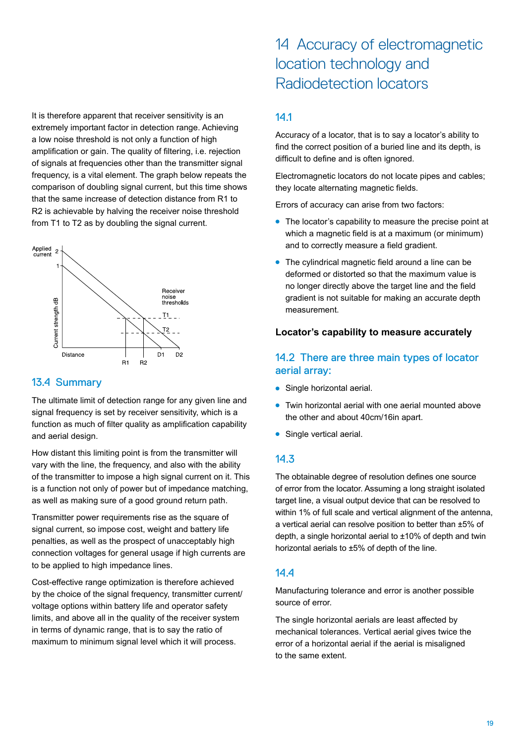It is therefore apparent that receiver sensitivity is an extremely important factor in detection range. Achieving a low noise threshold is not only a function of high amplification or gain. The quality of filtering, i.e. rejection of signals at frequencies other than the transmitter signal frequency, is a vital element. The graph below repeats the comparison of doubling signal current, but this time shows that the same increase of detection distance from R1 to R2 is achievable by halving the receiver noise threshold from T1 to T2 as by doubling the signal current.

Applied current 2
1
Current strength dB
Receiver noise thresholds
T1
T2
Distance
R1 R2 D1 D2

## 13.4 Summary

The ultimate limit of detection range for any given line and signal frequency is set by receiver sensitivity, which is a function as much of filter quality as amplification capability and aerial design.

How distant this limiting point is from the transmitter will vary with the line, the frequency, and also with the ability of the transmitter to impose a high signal current on it. This is a function not only of power but of impedance matching, as well as making sure of a good ground return path.

Transmitter power requirements rise as the square of signal current, so impose cost, weight and battery life penalties, as well as the prospect of unacceptably high connection voltages for general usage if high currents are to be applied to high impedance lines.

Cost-effective range optimization is therefore achieved by the choice of the signal frequency, transmitter current/voltage options within battery life and operator safety limits, and above all in the quality of the receiver system in terms of dynamic range, that is to say the ratio of maximum to minimum signal level which it will process.

# 14 Accuracy of electromagnetic location technology and Radiodetection locators

## 14.1

Accuracy of a locator, that is to say a locator's ability to find the correct position of a buried line and its depth, is difficult to define and is often ignored.

Electromagnetic locators do not locate pipes and cables; they locate alternating magnetic fields.

Errors of accuracy can arise from two factors:

- The locator's capability to measure the precise point at which a magnetic field is at a maximum (or minimum) and to correctly measure a field gradient.
- The cylindrical magnetic field around a line can be deformed or distorted so that the maximum value is no longer directly above the target line and the field gradient is not suitable for making an accurate depth measurement.

**Locator's capability to measure accurately**

## 14.2 There are three main types of locator aerial array:

- Single horizontal aerial.
- Twin horizontal aerial with one aerial mounted above the other and about 40cm/16in apart.
- Single vertical aerial.

## 14.3

The obtainable degree of resolution defines one source of error from the locator. Assuming a long straight isolated target line, a visual output device that can be resolved to within 1% of full scale and vertical alignment of the antenna, a vertical aerial can resolve position to better than ±5% of depth, a single horizontal aerial to ±10% of depth and twin horizontal aerials to ±5% of depth of the line.

## 14.4

Manufacturing tolerance and error is another possible source of error.

The single horizontal aerials are least affected by mechanical tolerances. Vertical aerial gives twice the error of a horizontal aerial if the aerial is misaligned to the same extent.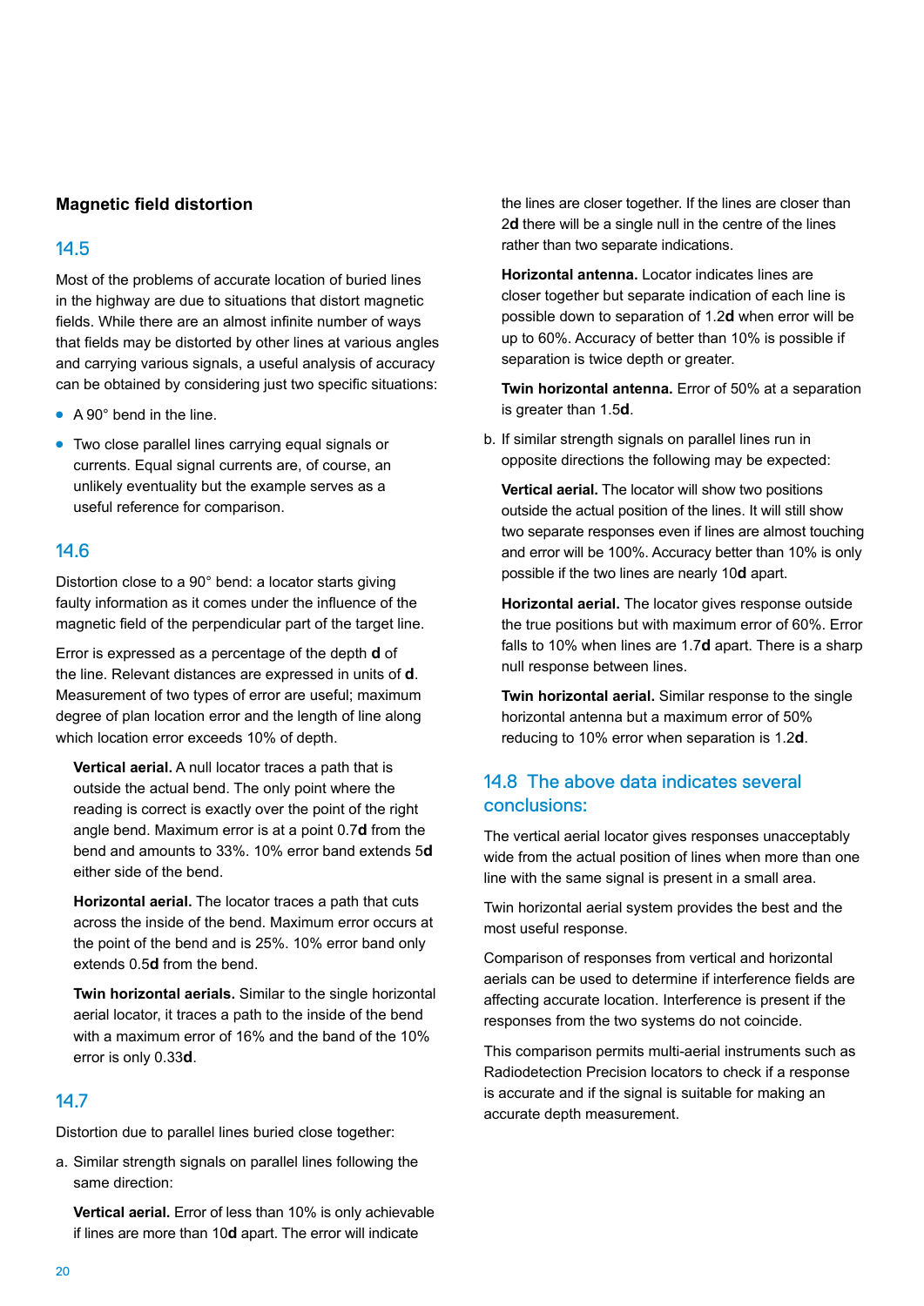## Magnetic field distortion

### 14.5

Most of the problems of accurate location of buried lines in the highway are due to situations that distort magnetic fields. While there are an almost infinite number of ways that fields may be distorted by other lines at various angles and carrying various signals, a useful analysis of accuracy can be obtained by considering just two specific situations:

- A 90° bend in the line.
- Two close parallel lines carrying equal signals or currents. Equal signal currents are, of course, an unlikely eventuality but the example serves as a useful reference for comparison.

### 14.6

Distortion close to a 90° bend: a locator starts giving faulty information as it comes under the influence of the magnetic field of the perpendicular part of the target line.

Error is expressed as a percentage of the depth **d** of the line. Relevant distances are expressed in units of **d**. Measurement of two types of error are useful; maximum degree of plan location error and the length of line along which location error exceeds 10% of depth.

**Vertical aerial.** A null locator traces a path that is outside the actual bend. The only point where the reading is correct is exactly over the point of the right angle bend. Maximum error is at a point 0.7**d** from the bend and amounts to 33%. 10% error band extends 5**d** either side of the bend.

**Horizontal aerial.** The locator traces a path that cuts across the inside of the bend. Maximum error occurs at the point of the bend and is 25%. 10% error band only extends 0.5**d** from the bend.

**Twin horizontal aerials.** Similar to the single horizontal aerial locator, it traces a path to the inside of the bend with a maximum error of 16% and the band of the 10% error is only 0.33**d**.

### 14.7

Distortion due to parallel lines buried close together:

a. Similar strength signals on parallel lines following the same direction:

**Vertical aerial.** Error of less than 10% is only achievable if lines are more than 10**d** apart. The error will indicate the lines are closer together. If the lines are closer than 2**d** there will be a single null in the centre of the lines rather than two separate indications.

**Horizontal antenna.** Locator indicates lines are closer together but separate indication of each line is possible down to separation of 1.2**d** when error will be up to 60%. Accuracy of better than 10% is possible if separation is twice depth or greater.

**Twin horizontal antenna.** Error of 50% at a separation is greater than 1.5**d**.

b. If similar strength signals on parallel lines run in opposite directions the following may be expected:

**Vertical aerial.** The locator will show two positions outside the actual position of the lines. It will still show two separate responses even if lines are almost touching and error will be 100%. Accuracy better than 10% is only possible if the two lines are nearly 10**d** apart.

**Horizontal aerial.** The locator gives response outside the true positions but with maximum error of 60%. Error falls to 10% when lines are 1.7**d** apart. There is a sharp null response between lines.

**Twin horizontal aerial.** Similar response to the single horizontal antenna but a maximum error of 50% reducing to 10% error when separation is 1.2**d**.

### 14.8 The above data indicates several conclusions:

The vertical aerial locator gives responses unacceptably wide from the actual position of lines when more than one line with the same signal is present in a small area.

Twin horizontal aerial system provides the best and the most useful response.

Comparison of responses from vertical and horizontal aerials can be used to determine if interference fields are affecting accurate location. Interference is present if the responses from the two systems do not coincide.

This comparison permits multi-aerial instruments such as Radiodetection Precision locators to check if a response is accurate and if the signal is suitable for making an accurate depth measurement.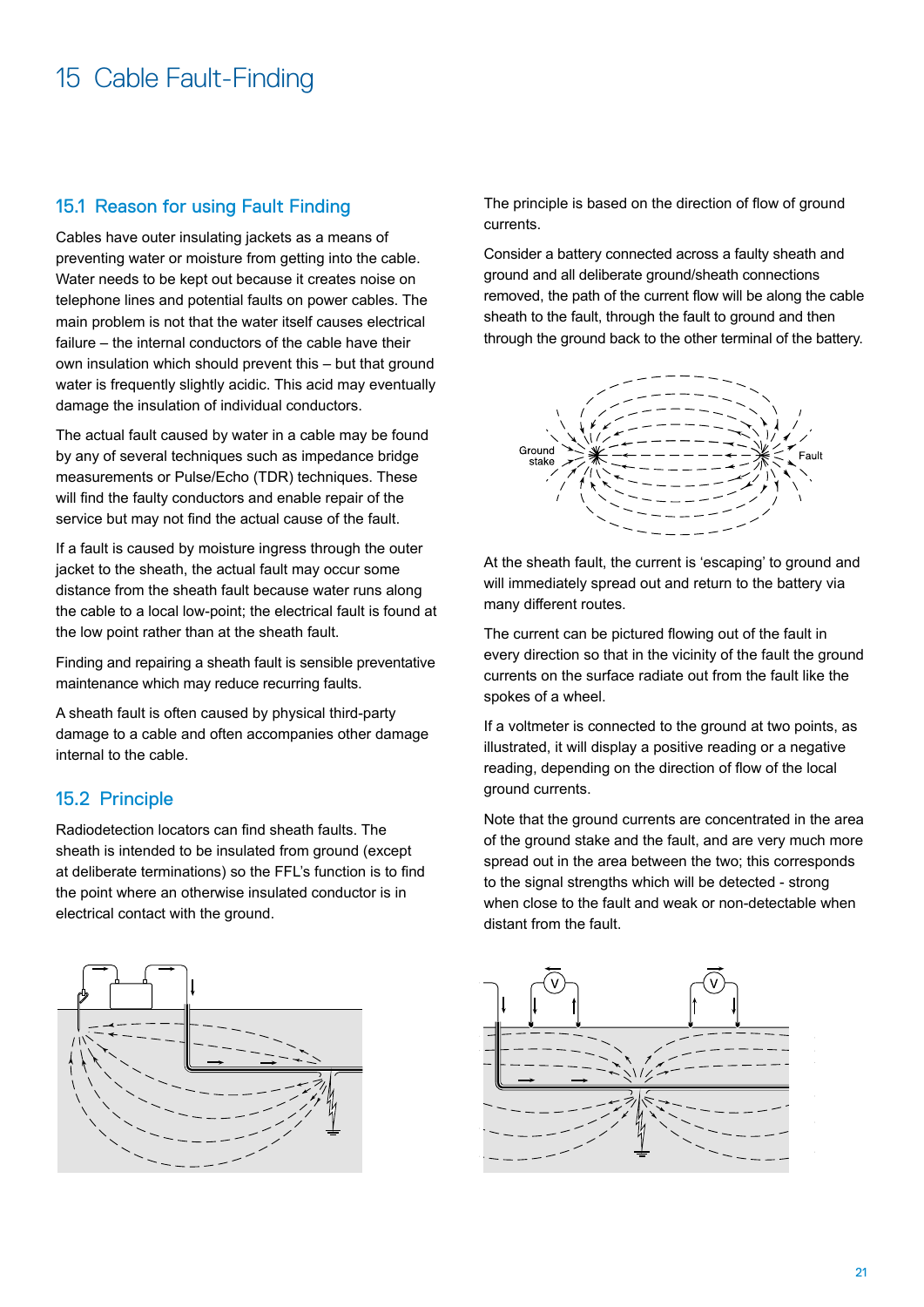# 15 Cable Fault-Finding

## 15.1 Reason for using Fault Finding

Cables have outer insulating jackets as a means of preventing water or moisture from getting into the cable. Water needs to be kept out because it creates noise on telephone lines and potential faults on power cables. The main problem is not that the water itself causes electrical failure – the internal conductors of the cable have their own insulation which should prevent this – but that ground water is frequently slightly acidic. This acid may eventually damage the insulation of individual conductors.

The actual fault caused by water in a cable may be found by any of several techniques such as impedance bridge measurements or Pulse/Echo (TDR) techniques. These will find the faulty conductors and enable repair of the service but may not find the actual cause of the fault.

If a fault is caused by moisture ingress through the outer jacket to the sheath, the actual fault may occur some distance from the sheath fault because water runs along the cable to a local low-point; the electrical fault is found at the low point rather than at the sheath fault.

Finding and repairing a sheath fault is sensible preventative maintenance which may reduce recurring faults.

A sheath fault is often caused by physical third-party damage to a cable and often accompanies other damage internal to the cable.

## 15.2 Principle

Radiodetection locators can find sheath faults. The sheath is intended to be insulated from ground (except at deliberate terminations) so the FFL's function is to find the point where an otherwise insulated conductor is in electrical contact with the ground.

The principle is based on the direction of flow of ground currents.

Consider a battery connected across a faulty sheath and ground and all deliberate ground/sheath connections removed, the path of the current flow will be along the cable sheath to the fault, through the fault to ground and then through the ground back to the other terminal of the battery.

Ground stake

Fault

At the sheath fault, the current is 'escaping' to ground and will immediately spread out and return to the battery via many different routes.

The current can be pictured flowing out of the fault in every direction so that in the vicinity of the fault the ground currents on the surface radiate out from the fault like the spokes of a wheel.

If a voltmeter is connected to the ground at two points, as illustrated, it will display a positive reading or a negative reading, depending on the direction of flow of the local ground currents.

Note that the ground currents are concentrated in the area of the ground stake and the fault, and are very much more spread out in the area between the two; this corresponds to the signal strengths which will be detected - strong when close to the fault and weak or non-detectable when distant from the fault.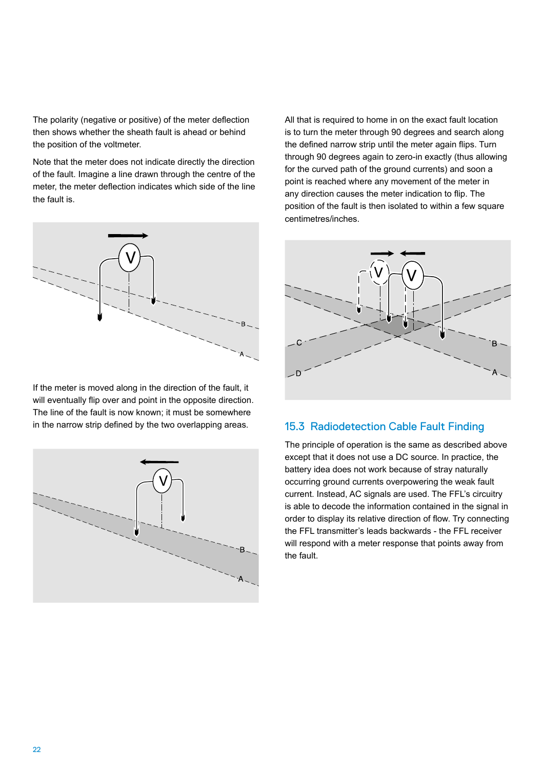The polarity (negative or positive) of the meter deflection then shows whether the sheath fault is ahead or behind the position of the voltmeter.

Note that the meter does not indicate directly the direction of the fault. Imagine a line drawn through the centre of the meter, the meter deflection indicates which side of the line the fault is.

If the meter is moved along in the direction of the fault, it will eventually flip over and point in the opposite direction. The line of the fault is now known; it must be somewhere in the narrow strip defined by the two overlapping areas.

All that is required to home in on the exact fault location is to turn the meter through 90 degrees and search along the defined narrow strip until the meter again flips. Turn through 90 degrees again to zero-in exactly (thus allowing for the curved path of the ground currents) and soon a point is reached where any movement of the meter in any direction causes the meter indication to flip. The position of the fault is then isolated to within a few square centimetres/inches.

## 15.3 Radiodetection Cable Fault Finding

The principle of operation is the same as described above except that it does not use a DC source. In practice, the battery idea does not work because of stray naturally occurring ground currents overpowering the weak fault current. Instead, AC signals are used. The FFL's circuitry is able to decode the information contained in the signal in order to display its relative direction of flow. Try connecting the FFL transmitter's leads backwards - the FFL receiver will respond with a meter response that points away from the fault.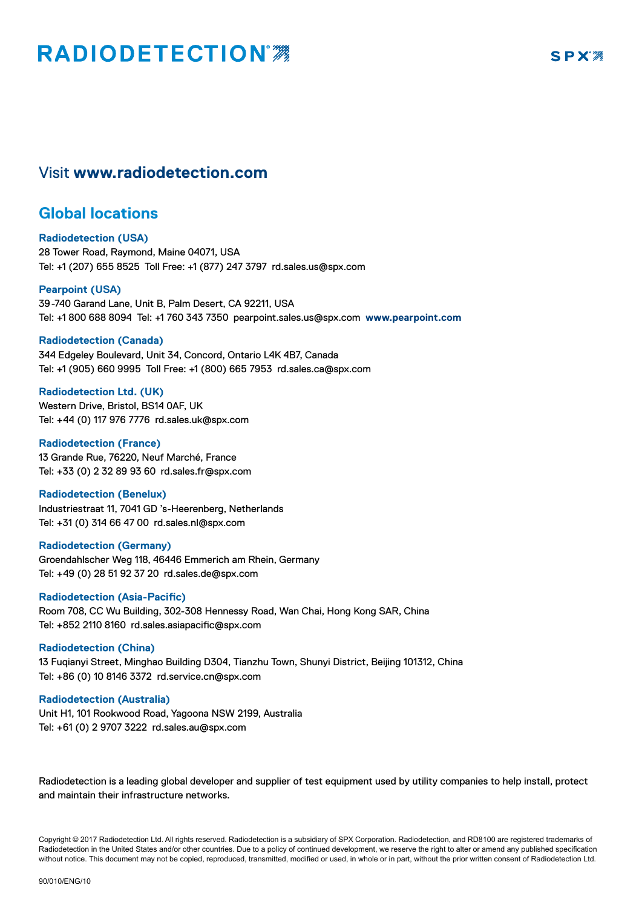# RADIODETECTION

SPX

Visit **www.radiodetection.com**

## Global locations

**Radiodetection (USA)**
28 Tower Road, Raymond, Maine 04071, USA
Tel: +1 (207) 655 8525 Toll Free: +1 (877) 247 3797 rd.sales.us@spx.com

**Pearpoint (USA)**
39-740 Garand Lane, Unit B, Palm Desert, CA 92211, USA
Tel: +1 800 688 8094 Tel: +1 760 343 7350 pearpoint.sales.us@spx.com **www.pearpoint.com**

**Radiodetection (Canada)**
344 Edgeley Boulevard, Unit 34, Concord, Ontario L4K 4B7, Canada
Tel: +1 (905) 660 9995 Toll Free: +1 (800) 665 7953 rd.sales.ca@spx.com

**Radiodetection Ltd. (UK)**
Western Drive, Bristol, BS14 0AF, UK
Tel: +44 (0) 117 976 7776 rd.sales.uk@spx.com

**Radiodetection (France)**
13 Grande Rue, 76220, Neuf Marché, France
Tel: +33 (0) 2 32 89 93 60 rd.sales.fr@spx.com

**Radiodetection (Benelux)**
Industriestraat 11, 7041 GD 's-Heerenberg, Netherlands
Tel: +31 (0) 314 66 47 00 rd.sales.nl@spx.com

**Radiodetection (Germany)**
Groendahlscher Weg 118, 46446 Emmerich am Rhein, Germany
Tel: +49 (0) 28 51 92 37 20 rd.sales.de@spx.com

**Radiodetection (Asia-Pacific)**
Room 708, CC Wu Building, 302-308 Hennessy Road, Wan Chai, Hong Kong SAR, China
Tel: +852 2110 8160 rd.sales.asiapacific@spx.com

**Radiodetection (China)**
13 Fuqianyi Street, Minghao Building D304, Tianzhu Town, Shunyi District, Beijing 101312, China
Tel: +86 (0) 10 8146 3372 rd.service.cn@spx.com

**Radiodetection (Australia)**
Unit H1, 101 Rookwood Road, Yagoona NSW 2199, Australia
Tel: +61 (0) 2 9707 3222 rd.sales.au@spx.com

Radiodetection is a leading global developer and supplier of test equipment used by utility companies to help install, protect and maintain their infrastructure networks.

Copyright © 2017 Radiodetection Ltd. All rights reserved. Radiodetection is a subsidiary of SPX Corporation. Radiodetection, and RD8100 are registered trademarks of Radiodetection in the United States and/or other countries. Due to a policy of continued development, we reserve the right to alter or amend any published specification without notice. This document may not be copied, reproduced, transmitted, modified or used, in whole or in part, without the prior written consent of Radiodetection Ltd.

90/010/ENG/10